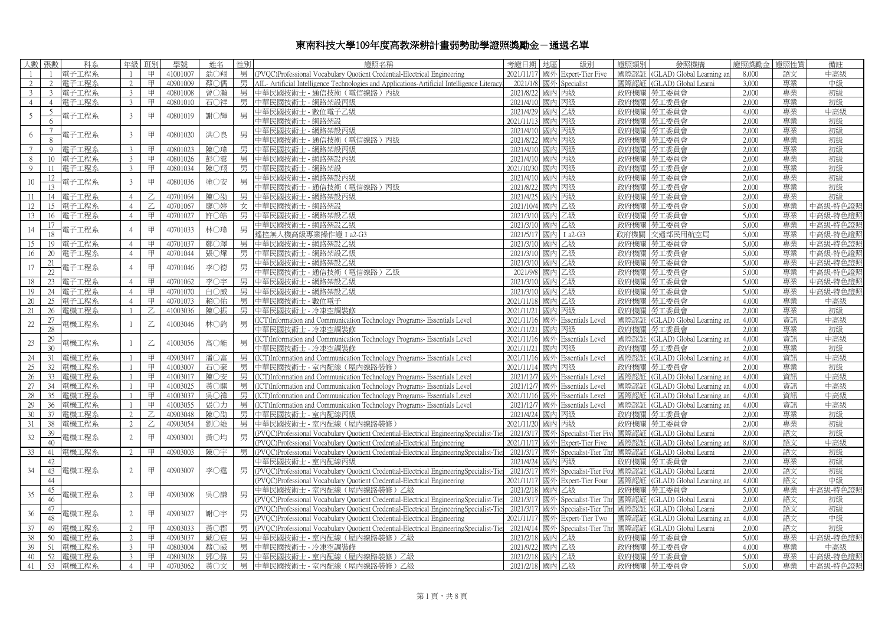# 東南科技大學109年度高教深耕計畫弱勢助學證照獎勵金－通過名單

| 人數 | 張數 | 科系 | 年級 | 班別 | 學號 | 姓名 | 性別 | 證照名稱 | 考證日期 | 地區 | 級別 | 證照類別 | 發照機構 | 證照獎勵金 | 證照性質 | 備註 |
|---|---|---|---|---|---|---|---|---|---|---|---|---|---|---|---|---|
| 1 | 1 | 電子工程系 | 1 | 甲 | 41001007 | 翁○翔 | 男 | (PVQC)Professional Vocabulary Quotient Credential-Electrical Engineering | 2021/11/17 | 國外 | Expert-Tier Five | 國際認証 | (GLAD) Global Learning an | 8,000 | 語文 | 中高級 |
| 2 | 2 | 電子工程系 | 2 | 甲 | 40901009 | 蔡○儒 | 男 | AIL- Artificial Intelligence Technologies and Applications-Artificial Intelligence Literacy | 2021/1/8 | 國外 | Specialist | 國際認証 | (GLAD) Global Learni | 3,000 | 專業 | 中級 |
| 3 | 3 | 電子工程系 | 3 | 甲 | 40801008 | 曾○瀚 | 男 | 中華民國技術士 - 通信技術（電信線路）丙級 | 2021/8/22 | 國內 | 丙級 | 政府機關 | 勞工委員會 | 2,000 | 專業 | 初級 |
| 4 | 4 | 電子工程系 | 3 | 甲 | 40801010 | 石○洋 | 男 | 中華民國技術士 - 網路架設丙級 | 2021/4/10 | 國內 | 丙級 | 政府機關 | 勞工委員會 | 2,000 | 專業 | 初級 |
| 5 | 5 | 電子工程系 | 3 | 甲 | 40801019 | 謝○輝 | 男 | 中華民國技術士 - 數位電子乙級 | 2021/4/29 | 國內 | 乙級 | 政府機關 | 勞工委員會 | 4,000 | 專業 | 中高級 |
|  | 6 |  |  |  |  |  |  | 中華民國技術士 - 網路架設 | 2021/11/13 | 國內 | 丙級 | 政府機關 | 勞工委員會 | 2,000 | 專業 | 初級 |
| 6 | 7 | 電子工程系 | 3 | 甲 | 40801020 | 洪○良 | 男 | 中華民國技術士 - 網路架設丙級 | 2021/4/10 | 國內 | 丙級 | 政府機關 | 勞工委員會 | 2,000 | 專業 | 初級 |
|  | 8 |  |  |  |  |  |  | 中華民國技術士 - 通信技術（電信線路）丙級 | 2021/8/22 | 國內 | 丙級 | 政府機關 | 勞工委員會 | 2,000 | 專業 | 初級 |
| 7 | 9 | 電子工程系 | 3 | 甲 | 40801023 | 陳○瑋 | 男 | 中華民國技術士 - 網路架設丙級 | 2021/4/10 | 國內 | 丙級 | 政府機關 | 勞工委員會 | 2,000 | 專業 | 初級 |
| 8 | 10 | 電子工程系 | 3 | 甲 | 40801026 | 彭○雲 | 男 | 中華民國技術士 - 網路架設丙級 | 2021/4/10 | 國內 | 丙級 | 政府機關 | 勞工委員會 | 2,000 | 專業 | 初級 |
| 9 | 11 | 電子工程系 | 3 | 甲 | 40801034 | 陳○翔 | 男 | 中華民國技術士 - 網路架設 | 2021/10/30 | 國內 | 丙級 | 政府機關 | 勞工委員會 | 2,000 | 專業 | 初級 |
| 10 | 12 | 電子工程系 | 3 | 甲 | 40801036 | 塗○安 | 男 | 中華民國技術士 - 網路架設丙級 | 2021/4/10 | 國內 | 丙級 | 政府機關 | 勞工委員會 | 2,000 | 專業 | 初級 |
|  | 13 |  |  |  |  |  |  | 中華民國技術士 - 通信技術（電信線路）丙級 | 2021/8/22 | 國內 | 丙級 | 政府機關 | 勞工委員會 | 2,000 | 專業 | 初級 |
| 11 | 14 | 電子工程系 | 4 | 乙 | 40701064 | 陳○劭 | 男 | 中華民國技術士 - 網路架設丙級 | 2021/4/25 | 國內 | 丙級 | 政府機關 | 勞工委員會 | 2,000 | 專業 | 初級 |
| 12 | 15 | 電子工程系 | 4 | 乙 | 40701067 | 廖○婷 | 女 | 中華民國技術士 - 網路架設 | 2021/10/4 | 國內 | 乙級 | 政府機關 | 勞工委員會 | 5,000 | 專業 | 中高級-特色證照 |
| 13 | 16 | 電子工程系 | 4 | 甲 | 40701027 | 許○皓 | 男 | 中華民國技術士 - 網路架設乙級 | 2021/3/10 | 國內 | 乙級 | 政府機關 | 勞工委員會 | 5,000 | 專業 | 中高級-特色證照 |
| 14 | 17 | 電子工程系 | 4 | 甲 | 40701033 | 林○瑋 | 男 | 中華民國技術士 - 網路架設乙級 | 2021/3/10 | 國內 | 乙級 | 政府機關 | 勞工委員會 | 5,000 | 專業 | 中高級-特色證照 |
|  | 18 |  |  |  |  |  |  | 遙控無人機高級專業操作證 I a2-G3 | 2021/5/17 | 國內 | I a2-G3 | 政府機關 | 交通部民用航空局 | 5,000 | 專業 | 中高級-特色證照 |
| 15 | 19 | 電子工程系 | 4 | 甲 | 40701037 | 鄭○澤 | 男 | 中華民國技術士 - 網路架設乙級 | 2021/3/10 | 國內 | 乙級 | 政府機關 | 勞工委員會 | 5,000 | 專業 | 中高級-特色證照 |
| 16 | 20 | 電子工程系 | 4 | 甲 | 40701044 | 張○燁 | 男 | 中華民國技術士 - 網路架設乙級 | 2021/3/10 | 國內 | 乙級 | 政府機關 | 勞工委員會 | 5,000 | 專業 | 中高級-特色證照 |
| 17 | 21 | 電子工程系 | 4 | 甲 | 40701046 | 李○德 | 男 | 中華民國技術士 - 網路架設乙級 | 2021/3/10 | 國內 | 乙級 | 政府機關 | 勞工委員會 | 5,000 | 專業 | 中高級-特色證照 |
|  | 22 |  |  |  |  |  |  | 中華民國技術士 - 通信技術（電信線路）乙級 | 2021/9/8 | 國內 | 乙級 | 政府機關 | 勞工委員會 | 5,000 | 專業 | 中高級-特色證照 |
| 18 | 23 | 電子工程系 | 4 | 甲 | 40701062 | 李○宇 | 男 | 中華民國技術士 - 網路架設乙級 | 2021/3/10 | 國內 | 乙級 | 政府機關 | 勞工委員會 | 5,000 | 專業 | 中高級-特色證照 |
| 19 | 24 | 電子工程系 | 4 | 甲 | 40701070 | 白○威 | 男 | 中華民國技術士 - 網路架設乙級 | 2021/3/10 | 國內 | 乙級 | 政府機關 | 勞工委員會 | 5,000 | 專業 | 中高級-特色證照 |
| 20 | 25 | 電子工程系 | 4 | 甲 | 40701073 | 賴○佑 | 男 | 中華民國技術士 - 數位電子 | 2021/11/18 | 國內 | 乙級 | 政府機關 | 勞工委員會 | 4,000 | 專業 | 中高級 |
| 21 | 26 | 電機工程系 | 1 | 乙 | 41003036 | 陳○振 | 男 | 中華民國技術士 - 冷凍空調裝修 | 2021/11/21 | 國內 | 丙級 | 政府機關 | 勞工委員會 | 2,000 | 專業 | 初級 |
| 22 | 27 | 電機工程系 | 1 | 乙 | 41003046 | 林○鈞 | 男 | (ICT)Information and Communication Technology Programs- Essentials Level | 2021/11/16 | 國外 | Essentials Level | 國際認証 | (GLAD) Global Learning an | 4,000 | 資訊 | 中高級 |
|  | 28 |  |  |  |  |  |  | 中華民國技術士 - 冷凍空調裝修 | 2021/11/21 | 國內 | 丙級 | 政府機關 | 勞工委員會 | 2,000 | 專業 | 初級 |
| 23 | 29 | 電機工程系 | 1 | 乙 | 41003056 | 高○能 | 男 | (ICT)Information and Communication Technology Programs- Essentials Level | 2021/11/16 | 國外 | Essentials Level | 國際認証 | (GLAD) Global Learning an | 4,000 | 資訊 | 中高級 |
|  | 30 |  |  |  |  |  |  | 中華民國技術士 - 冷凍空調裝修 | 2021/11/21 | 國內 | 丙級 | 政府機關 | 勞工委員會 | 2,000 | 專業 | 初級 |
| 24 | 31 | 電機工程系 | 1 | 甲 | 40903047 | 潘○富 | 男 | (ICT)Information and Communication Technology Programs- Essentials Level | 2021/11/16 | 國外 | Essentials Level | 國際認証 | (GLAD) Global Learning an | 4,000 | 資訊 | 中高級 |
| 25 | 32 | 電機工程系 | 1 | 甲 | 41003007 | 石○豪 | 男 | 中華民國技術士 - 室內配線（屋內線路裝修） | 2021/11/14 | 國內 | 丙級 | 政府機關 | 勞工委員會 | 2,000 | 專業 | 初級 |
| 26 | 33 | 電機工程系 | 1 | 甲 | 41003017 | 陳○安 | 男 | (ICT)Information and Communication Technology Programs- Essentials Level | 2021/12/7 | 國外 | Essentials Level | 國際認証 | (GLAD) Global Learning an | 4,000 | 資訊 | 中高級 |
| 27 | 34 | 電機工程系 | 1 | 甲 | 41003025 | 黃○騏 | 男 | (ICT)Information and Communication Technology Programs- Essentials Level | 2021/12/7 | 國外 | Essentials Level | 國際認証 | (GLAD) Global Learning an | 4,000 | 資訊 | 中高級 |
| 28 | 35 | 電機工程系 | 1 | 甲 | 41003037 | 吳○褘 | 男 | (ICT)Information and Communication Technology Programs- Essentials Level | 2021/11/16 | 國外 | Essentials Level | 國際認証 | (GLAD) Global Learning an | 4,000 | 資訊 | 中高級 |
| 29 | 36 | 電機工程系 | 1 | 甲 | 41003055 | 張○力 | 男 | (ICT)Information and Communication Technology Programs- Essentials Level | 2021/12/7 | 國外 | Essentials Level | 國際認証 | (GLAD) Global Learning an | 4,000 | 資訊 | 中高級 |
| 30 | 37 | 電機工程系 | 2 | 乙 | 40903048 | 陳○劭 | 男 | 中華民國技術士 - 室內配線丙級 | 2021/4/24 | 國內 | 丙級 | 政府機關 | 勞工委員會 | 2,000 | 專業 | 初級 |
| 31 | 38 | 電機工程系 | 2 | 乙 | 40903054 | 劉○維 | 男 | 中華民國技術士 - 室內配線（屋內線路裝修） | 2021/11/20 | 國內 | 丙級 | 政府機關 | 勞工委員會 | 2,000 | 專業 | 初級 |
| 32 | 39 | 電機工程系 | 2 | 甲 | 40903001 | 黃○均 | 男 | (PVQC)Professional Vocabulary Quotient Credential-Electrical EngineeringSpecialist-Tie | 2021/3/17 | 國外 | Specialist-Tier Five | 國際認証 | (GLAD) Global Learni | 2,000 | 語文 | 初級 |
|  | 40 |  |  |  |  |  |  | (PVQC)Professional Vocabulary Quotient Credential-Electrical Engineering | 2021/11/17 | 國外 | Expert-Tier Five | 國際認証 | (GLAD) Global Learning an | 8,000 | 語文 | 中高級 |
| 33 | 41 | 電機工程系 | 2 | 甲 | 40903003 | 陳○宇 | 男 | (PVQC)Professional Vocabulary Quotient Credential-Electrical EngineeringSpecialist-Tie | 2021/3/17 | 國外 | Specialist-Tier Thr | 國際認証 | (GLAD) Global Learni | 2,000 | 語文 | 初級 |
| 34 | 42 | 電機工程系 | 2 | 甲 | 40903007 | 李○霆 | 男 | 中華民國技術士 - 室內配線丙級 | 2021/4/24 | 國內 | 丙級 | 政府機關 | 勞工委員會 | 2,000 | 專業 | 初級 |
|  | 43 |  |  |  |  |  |  | (PVQC)Professional Vocabulary Quotient Credential-Electrical EngineeringSpecialist-Tie | 2021/3/17 | 國外 | Specialist-Tier Fou | 國際認証 | (GLAD) Global Learni | 2,000 | 語文 | 初級 |
|  | 44 |  |  |  |  |  |  | (PVQC)Professional Vocabulary Quotient Credential-Electrical Engineering | 2021/11/17 | 國外 | Expert-Tier Four | 國際認証 | (GLAD) Global Learning an | 4,000 | 語文 | 中級 |
| 35 | 45 | 電機工程系 | 2 | 甲 | 40903008 | 吳○謙 | 男 | 中華民國技術士 - 室內配線（屋內線路裝修）乙級 | 2021/2/18 | 國內 | 乙級 | 政府機關 | 勞工委員會 | 5,000 | 專業 | 中高級-特色證照 |
|  | 46 |  |  |  |  |  |  | (PVQC)Professional Vocabulary Quotient Credential-Electrical EngineeringSpecialist-Tie | 2021/3/17 | 國外 | Specialist-Tier Thr | 國際認証 | (GLAD) Global Learni | 2,000 | 語文 | 初級 |
| 36 | 47 | 電機工程系 | 2 | 甲 | 40903027 | 謝○宇 | 男 | (PVQC)Professional Vocabulary Quotient Credential-Electrical EngineeringSpecialist-Tie | 2021/3/17 | 國外 | Specialist-Tier Thr | 國際認証 | (GLAD) Global Learni | 2,000 | 語文 | 初級 |
|  | 48 |  |  |  |  |  |  | (PVQC)Professional Vocabulary Quotient Credential-Electrical Engineering | 2021/11/17 | 國外 | Expert-Tier Two | 國際認証 | (GLAD) Global Learning an | 4,000 | 語文 | 中級 |
| 37 | 49 | 電機工程系 | 2 | 甲 | 40903033 | 黃○郡 | 男 | (PVQC)Professional Vocabulary Quotient Credential-Electrical EngineeringSpecialist-Tie | 2021/4/14 | 國外 | Specialist-Tier Thr | 國際認証 | (GLAD) Global Learni | 2,000 | 語文 | 初級 |
| 38 | 50 | 電機工程系 | 2 | 甲 | 40903037 | 戴○宸 | 男 | 中華民國技術士 - 室內配線（屋內線路裝修）乙級 | 2021/2/18 | 國內 | 乙級 | 政府機關 | 勞工委員會 | 5,000 | 專業 | 中高級-特色證照 |
| 39 | 51 | 電機工程系 | 3 | 甲 | 40803004 | 蔡○威 | 男 | 中華民國技術士 - 冷凍空調裝修 | 2021/9/22 | 國內 | 乙級 | 政府機關 | 勞工委員會 | 4,000 | 專業 | 中高級 |
| 40 | 52 | 電機工程系 | 3 | 甲 | 40803028 | 郭○偉 | 男 | 中華民國技術士 - 室內配線（屋內線路裝修）乙級 | 2021/2/18 | 國內 | 乙級 | 政府機關 | 勞工委員會 | 5,000 | 專業 | 中高級-特色證照 |
| 41 | 53 | 電機工程系 | 4 | 甲 | 40703062 | 黃○文 | 男 | 中華民國技術士 - 室內配線（屋內線路裝修）乙級 | 2021/2/18 | 國內 | 乙級 | 政府機關 | 勞工委員會 | 5,000 | 專業 | 中高級-特色證照 |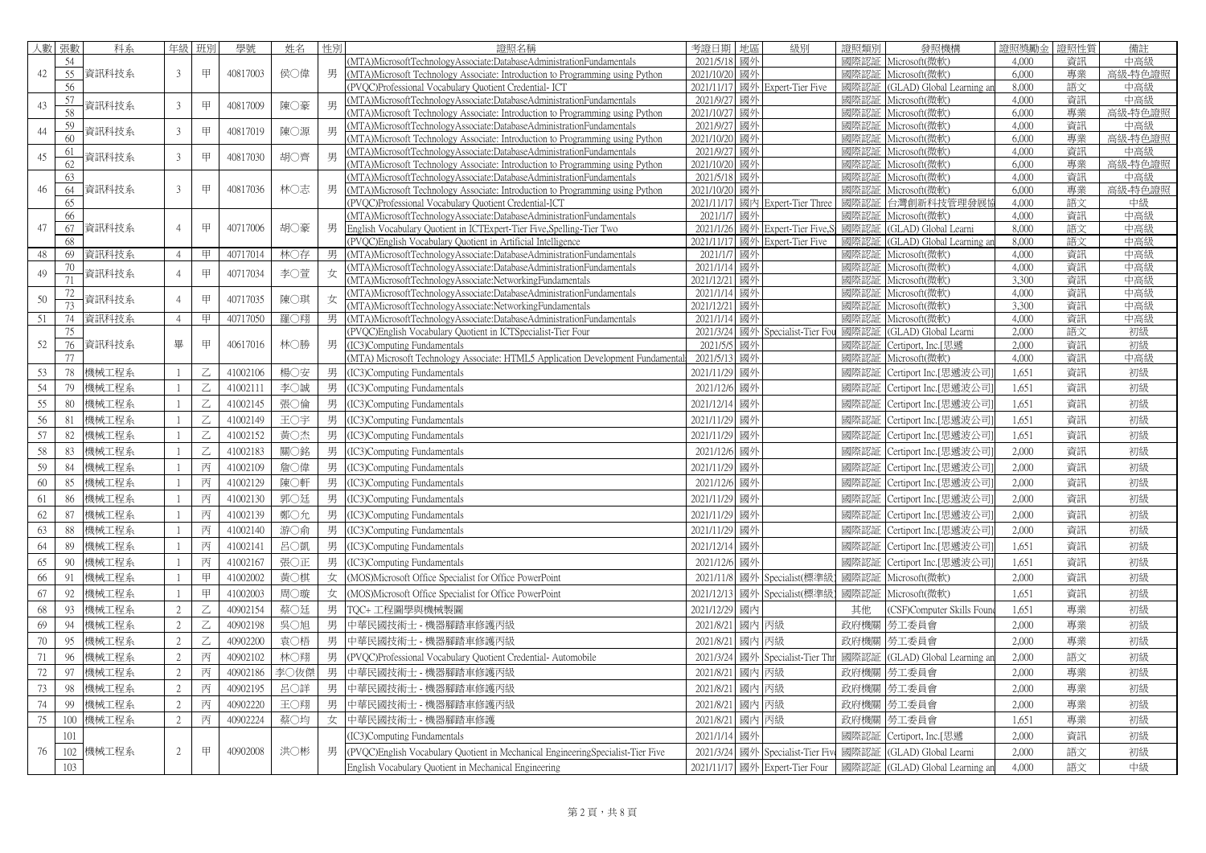| 人數 | 張數 | 科系 | 年級 | 班別 | 學號 | 姓名 | 性別 | 證照名稱 | 考證日期 | 地區 | 級別 | 證照類別 | 發照機構 | 證照獎勵金 | 證照性質 | 備註 |
|---|---|---|---|---|---|---|---|---|---|---|---|---|---|---|---|---|
| 42 | 54 | 資訊科技系 | 3 | 甲 | 40817003 | 侯○偉 | 男 | (MTA)MicrosoftTechnologyAssociate:DatabaseAdministrationFundamentals | 2021/5/18 | 國外 | | 國際認証 | Microsoft(微軟) | 4,000 | 資訊 | 中高級 |
| | 55 | | | | | | | (MTA)Microsoft Technology Associate: Introduction to Programming using Python | 2021/10/20 | 國外 | | 國際認証 | Microsoft(微軟) | 6,000 | 專業 | 高級-特色證照 |
| | 56 | | | | | | | (PVQC)Professional Vocabulary Quotient Credential- ICT | 2021/11/17 | 國外 | Expert-Tier Five | 國際認証 | (GLAD) Global Learning an | 8,000 | 語文 | 中高級 |
| 43 | 57 | 資訊科技系 | 3 | 甲 | 40817009 | 陳○豪 | 男 | (MTA)MicrosoftTechnologyAssociate:DatabaseAdministrationFundamentals | 2021/9/27 | 國外 | | 國際認証 | Microsoft(微軟) | 4,000 | 資訊 | 中高級 |
| | 58 | | | | | | | (MTA)Microsoft Technology Associate: Introduction to Programming using Python | 2021/10/27 | 國外 | | 國際認証 | Microsoft(微軟) | 6,000 | 專業 | 高級-特色證照 |
| 44 | 59 | 資訊科技系 | 3 | 甲 | 40817019 | 陳○源 | 男 | (MTA)MicrosoftTechnologyAssociate:DatabaseAdministrationFundamentals | 2021/9/27 | 國外 | | 國際認証 | Microsoft(微軟) | 4,000 | 資訊 | 中高級 |
| | 60 | | | | | | | (MTA)Microsoft Technology Associate: Introduction to Programming using Python | 2021/10/20 | 國外 | | 國際認証 | Microsoft(微軟) | 6,000 | 專業 | 高級-特色證照 |
| 45 | 61 | 資訊科技系 | 3 | 甲 | 40817030 | 胡○齊 | 男 | (MTA)MicrosoftTechnologyAssociate:DatabaseAdministrationFundamentals | 2021/9/27 | 國外 | | 國際認証 | Microsoft(微軟) | 4,000 | 資訊 | 中高級 |
| | 62 | | | | | | | (MTA)Microsoft Technology Associate: Introduction to Programming using Python | 2021/10/20 | 國外 | | 國際認証 | Microsoft(微軟) | 6,000 | 專業 | 高級-特色證照 |
| 46 | 63 | 資訊科技系 | 3 | 甲 | 40817036 | 林○志 | 男 | (MTA)MicrosoftTechnologyAssociate:DatabaseAdministrationFundamentals | 2021/5/18 | 國外 | | 國際認証 | Microsoft(微軟) | 4,000 | 資訊 | 中高級 |
| | 64 | | | | | | | (MTA)Microsoft Technology Associate: Introduction to Programming using Python | 2021/10/20 | 國外 | | 國際認証 | Microsoft(微軟) | 6,000 | 專業 | 高級-特色證照 |
| | 65 | | | | | | | (PVQC)Professional Vocabulary Quotient Credential-ICT | 2021/11/17 | 國內 | Expert-Tier Three | 國際認証 | 台灣創新科技管理發展協 | 4,000 | 語文 | 中級 |
| 47 | 66 | 資訊科技系 | 4 | 甲 | 40717006 | 胡○豪 | 男 | (MTA)MicrosoftTechnologyAssociate:DatabaseAdministrationFundamentals | 2021/1/7 | 國外 | | 國際認証 | Microsoft(微軟) | 4,000 | 資訊 | 中高級 |
| | 67 | | | | | | | English Vocabulary Quotient in ICTExpert-Tier Five,Spelling-Tier Two | 2021/1/26 | 國外 | Expert-Tier Five,S | 國際認証 | (GLAD) Global Learni | 8,000 | 語文 | 中高級 |
| | 68 | | | | | | | (PVQC)English Vocabulary Quotient in Artificial Intelligence | 2021/11/17 | 國外 | Expert-Tier Five | 國際認証 | (GLAD) Global Learning an | 8,000 | 語文 | 中高級 |
| 48 | 69 | 資訊科技系 | 4 | 甲 | 40717014 | 林○存 | 男 | (MTA)MicrosoftTechnologyAssociate:DatabaseAdministrationFundamentals | 2021/1/7 | 國外 | | 國際認証 | Microsoft(微軟) | 4,000 | 資訊 | 中高級 |
| 49 | 70 | 資訊科技系 | 4 | 甲 | 40717034 | 李○萱 | 女 | (MTA)MicrosoftTechnologyAssociate:DatabaseAdministrationFundamentals | 2021/1/14 | 國外 | | 國際認証 | Microsoft(微軟) | 4,000 | 資訊 | 中高級 |
| | 71 | | | | | | | (MTA)MicrosoftTechnologyAssociate:NetworkingFundamentals | 2021/12/21 | 國外 | | 國際認証 | Microsoft(微軟) | 3,300 | 資訊 | 中高級 |
| 50 | 72 | 資訊科技系 | 4 | 甲 | 40717035 | 陳○琪 | 女 | (MTA)MicrosoftTechnologyAssociate:DatabaseAdministrationFundamentals | 2021/1/14 | 國外 | | 國際認証 | Microsoft(微軟) | 4,000 | 資訊 | 中高級 |
| | 73 | | | | | | | (MTA)MicrosoftTechnologyAssociate:NetworkingFundamentals | 2021/12/21 | 國外 | | 國際認証 | Microsoft(微軟) | 3,300 | 資訊 | 中高級 |
| 51 | 74 | 資訊科技系 | 4 | 甲 | 40717050 | 羅○翔 | 男 | (MTA)MicrosoftTechnologyAssociate:DatabaseAdministrationFundamentals | 2021/1/14 | 國外 | | 國際認証 | Microsoft(微軟) | 4,000 | 資訊 | 中高級 |
| 52 | 75 | 資訊科技系 | 畢 | 甲 | 40617016 | 林○勝 | 男 | (PVQC)English Vocabulary Quotient in ICTSpecialist-Tier Four | 2021/3/24 | 國外 | Specialist-Tier Fou | 國際認証 | (GLAD) Global Learni | 2,000 | 語文 | 初級 |
| | 76 | | | | | | | (IC3)Computing Fundamentals | 2021/5/5 | 國外 | | 國際認証 | Certiport, Inc.[思遞 | 2,000 | 資訊 | 初級 |
| | 77 | | | | | | | (MTA) Microsoft Technology Associate: HTML5 Application Development Fundamental | 2021/5/13 | 國外 | | 國際認証 | Microsoft(微軟) | 4,000 | 資訊 | 中高級 |
| 53 | 78 | 機械工程系 | 1 | 乙 | 41002106 | 楊○安 | 男 | (IC3)Computing Fundamentals | 2021/11/29 | 國外 | | 國際認証 | Certiport Inc.[思遞波公司] | 1,651 | 資訊 | 初級 |
| 54 | 79 | 機械工程系 | 1 | 乙 | 41002111 | 李○誠 | 男 | (IC3)Computing Fundamentals | 2021/12/6 | 國外 | | 國際認証 | Certiport Inc.[思遞波公司] | 1,651 | 資訊 | 初級 |
| 55 | 80 | 機械工程系 | 1 | 乙 | 41002145 | 張○倫 | 男 | (IC3)Computing Fundamentals | 2021/12/14 | 國外 | | 國際認証 | Certiport Inc.[思遞波公司] | 1,651 | 資訊 | 初級 |
| 56 | 81 | 機械工程系 | 1 | 乙 | 41002149 | 王○宇 | 男 | (IC3)Computing Fundamentals | 2021/11/29 | 國外 | | 國際認証 | Certiport Inc.[思遞波公司] | 1,651 | 資訊 | 初級 |
| 57 | 82 | 機械工程系 | 1 | 乙 | 41002152 | 黃○杰 | 男 | (IC3)Computing Fundamentals | 2021/11/29 | 國外 | | 國際認証 | Certiport Inc.[思遞波公司] | 1,651 | 資訊 | 初級 |
| 58 | 83 | 機械工程系 | 1 | 乙 | 41002183 | 關○銘 | 男 | (IC3)Computing Fundamentals | 2021/12/6 | 國外 | | 國際認証 | Certiport Inc.[思遞波公司] | 2,000 | 資訊 | 初級 |
| 59 | 84 | 機械工程系 | 1 | 丙 | 41002109 | 詹○偉 | 男 | (IC3)Computing Fundamentals | 2021/11/29 | 國外 | | 國際認証 | Certiport Inc.[思遞波公司] | 2,000 | 資訊 | 初級 |
| 60 | 85 | 機械工程系 | 1 | 丙 | 41002129 | 陳○軒 | 男 | (IC3)Computing Fundamentals | 2021/12/6 | 國外 | | 國際認証 | Certiport Inc.[思遞波公司] | 2,000 | 資訊 | 初級 |
| 61 | 86 | 機械工程系 | 1 | 丙 | 41002130 | 郭○廷 | 男 | (IC3)Computing Fundamentals | 2021/11/29 | 國外 | | 國際認証 | Certiport Inc.[思遞波公司] | 2,000 | 資訊 | 初級 |
| 62 | 87 | 機械工程系 | 1 | 丙 | 41002139 | 鄭○允 | 男 | (IC3)Computing Fundamentals | 2021/11/29 | 國外 | | 國際認証 | Certiport Inc.[思遞波公司] | 2,000 | 資訊 | 初級 |
| 63 | 88 | 機械工程系 | 1 | 丙 | 41002140 | 游○俞 | 男 | (IC3)Computing Fundamentals | 2021/11/29 | 國外 | | 國際認証 | Certiport Inc.[思遞波公司] | 2,000 | 資訊 | 初級 |
| 64 | 89 | 機械工程系 | 1 | 丙 | 41002141 | 呂○凱 | 男 | (IC3)Computing Fundamentals | 2021/12/14 | 國外 | | 國際認証 | Certiport Inc.[思遞波公司] | 1,651 | 資訊 | 初級 |
| 65 | 90 | 機械工程系 | 1 | 丙 | 41002167 | 張○正 | 男 | (IC3)Computing Fundamentals | 2021/12/6 | 國外 | | 國際認証 | Certiport Inc.[思遞波公司] | 1,651 | 資訊 | 初級 |
| 66 | 91 | 機械工程系 | 1 | 甲 | 41002002 | 黃○棋 | 女 | (MOS)Microsoft Office Specialist for Office PowerPoint | 2021/11/8 | 國外 | Specialist(標準級) | 國際認証 | Microsoft(微軟) | 2,000 | 資訊 | 初級 |
| 67 | 92 | 機械工程系 | 1 | 甲 | 41002003 | 周○璇 | 女 | (MOS)Microsoft Office Specialist for Office PowerPoint | 2021/12/13 | 國外 | Specialist(標準級) | 國際認証 | Microsoft(微軟) | 1,651 | 資訊 | 初級 |
| 68 | 93 | 機械工程系 | 2 | 乙 | 40902154 | 蔡○廷 | 男 | TQC+ 工程圖學與機械製圖 | 2021/12/29 | 國內 | | 其他 | (CSF)Computer Skills Foun | 1,651 | 專業 | 初級 |
| 69 | 94 | 機械工程系 | 2 | 乙 | 40902198 | 吳○旭 | 男 | 中華民國技術士 - 機器腳踏車修護丙級 | 2021/8/21 | 國內 | 丙級 | 政府機關 | 勞工委員會 | 2,000 | 專業 | 初級 |
| 70 | 95 | 機械工程系 | 2 | 乙 | 40902200 | 袁○梧 | 男 | 中華民國技術士 - 機器腳踏車修護丙級 | 2021/8/21 | 國內 | 丙級 | 政府機關 | 勞工委員會 | 2,000 | 專業 | 初級 |
| 71 | 96 | 機械工程系 | 2 | 丙 | 40902102 | 林○翔 | 男 | (PVQC)Professional Vocabulary Quotient Credential- Automobile | 2021/3/24 | 國外 | Specialist-Tier Thr | 國際認証 | (GLAD) Global Learning an | 2,000 | 語文 | 初級 |
| 72 | 97 | 機械工程系 | 2 | 丙 | 40902186 | 李○伩傑 | 男 | 中華民國技術士 - 機器腳踏車修護丙級 | 2021/8/21 | 國內 | 丙級 | 政府機關 | 勞工委員會 | 2,000 | 專業 | 初級 |
| 73 | 98 | 機械工程系 | 2 | 丙 | 40902195 | 呂○詳 | 男 | 中華民國技術士 - 機器腳踏車修護丙級 | 2021/8/21 | 國內 | 丙級 | 政府機關 | 勞工委員會 | 2,000 | 專業 | 初級 |
| 74 | 99 | 機械工程系 | 2 | 丙 | 40902220 | 王○翔 | 男 | 中華民國技術士 - 機器腳踏車修護丙級 | 2021/8/21 | 國內 | 丙級 | 政府機關 | 勞工委員會 | 2,000 | 專業 | 初級 |
| 75 | 100 | 機械工程系 | 2 | 丙 | 40902224 | 蔡○均 | 女 | 中華民國技術士 - 機器腳踏車修護 | 2021/8/21 | 國內 | 丙級 | 政府機關 | 勞工委員會 | 1,651 | 專業 | 初級 |
| 76 | 101 | 機械工程系 | 2 | 甲 | 40902008 | 洪○彬 | 男 | (IC3)Computing Fundamentals | 2021/1/14 | 國外 | | 國際認証 | Certiport, Inc.[思遞 | 2,000 | 資訊 | 初級 |
| | 102 | | | | | | | (PVQC)English Vocabulary Quotient in Mechanical EngineeringSpecialist-Tier Five | 2021/3/24 | 國外 | Specialist-Tier Five | 國際認証 | (GLAD) Global Learni | 2,000 | 語文 | 初級 |
| | 103 | | | | | | | English Vocabulary Quotient in Mechanical Engineering | 2021/11/17 | 國外 | Expert-Tier Four | 國際認証 | (GLAD) Global Learning an | 4,000 | 語文 | 中級 |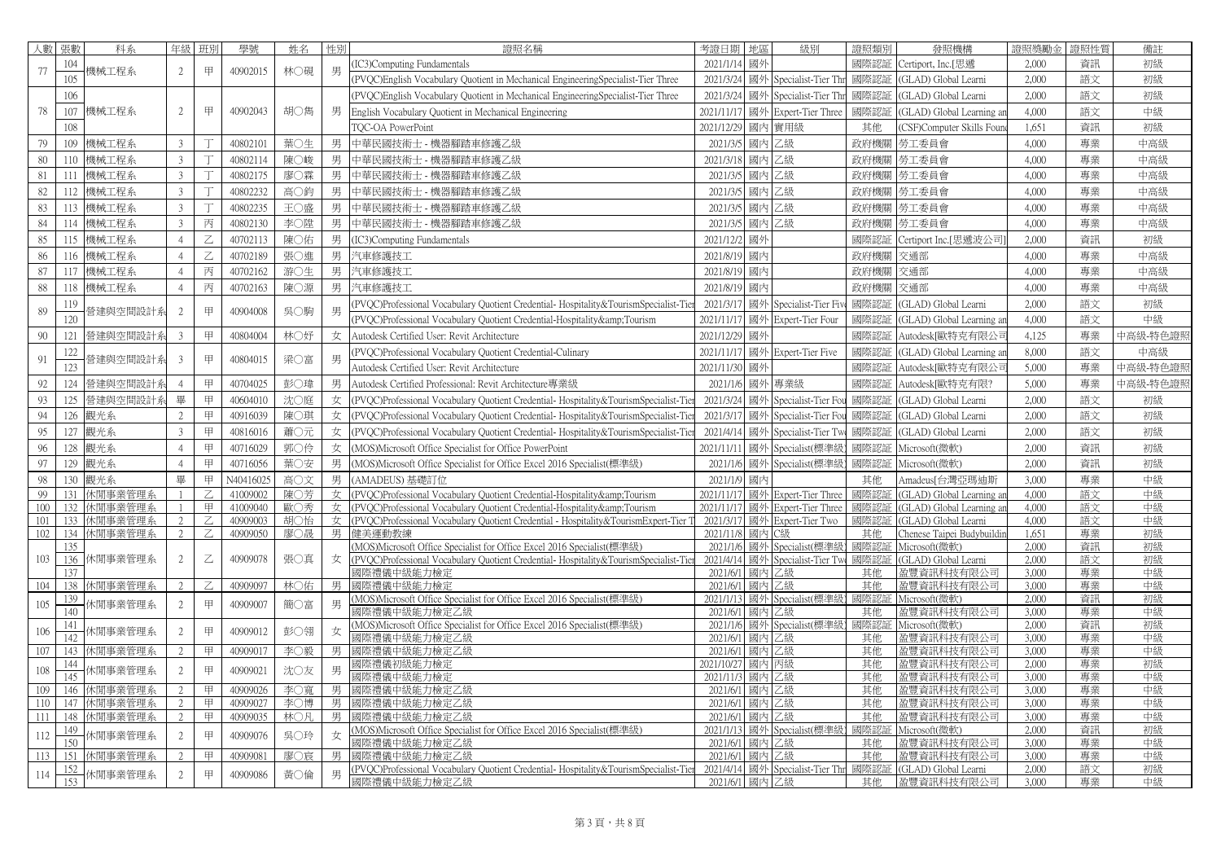| 人數 | 張數 | 科系 | 年級 | 班別 | 學號 | 姓名 | 性別 | 證照名稱 | 考證日期 | 地區 | 級別 | 證照類別 | 發照機構 | 證照獎勵金 | 證照性質 | 備註 |
|---|---|---|---|---|---|---|---|---|---|---|---|---|---|---|---|---|
| 77 | 104 | 機械工程系 | 2 | 甲 | 40902015 | 林○硯 | 男 | (IC3)Computing Fundamentals | 2021/1/14 | 國外 | | 國際認証 | Certiport, Inc.[思遞 | 2,000 | 資訊 | 初級 |
| | 105 | | | | | | | (PVQC)English Vocabulary Quotient in Mechanical EngineeringSpecialist-Tier Three | 2021/3/24 | 國外 | Specialist-Tier Thr | 國際認証 | (GLAD) Global Learni | 2,000 | 語文 | 初級 |
| 78 | 106 | 機械工程系 | 2 | 甲 | 40902043 | 胡○雋 | 男 | (PVQC)English Vocabulary Quotient in Mechanical EngineeringSpecialist-Tier Three | 2021/3/24 | 國外 | Specialist-Tier Thr | 國際認証 | (GLAD) Global Learni | 2,000 | 語文 | 初級 |
| | 107 | | | | | | | English Vocabulary Quotient in Mechanical Engineering | 2021/11/17 | 國外 | Expert-Tier Three | 國際認証 | (GLAD) Global Learning an | 4,000 | 語文 | 中級 |
| | 108 | | | | | | | TQC-OA PowerPoint | 2021/12/29 | 國內 | 實用級 | 其他 | (CSF)Computer Skills Foun | 1,651 | 資訊 | 初級 |
| 79 | 109 | 機械工程系 | 3 | 丁 | 40802101 | 葉○生 | 男 | 中華民國技術士 - 機器腳踏車修護乙級 | 2021/3/5 | 國內 | 乙級 | 政府機關 | 勞工委員會 | 4,000 | 專業 | 中高級 |
| 80 | 110 | 機械工程系 | 3 | 丁 | 40802114 | 陳○峻 | 男 | 中華民國技術士 - 機器腳踏車修護乙級 | 2021/3/18 | 國內 | 乙級 | 政府機關 | 勞工委員會 | 4,000 | 專業 | 中高級 |
| 81 | 111 | 機械工程系 | 3 | 丁 | 40802175 | 廖○霖 | 男 | 中華民國技術士 - 機器腳踏車修護乙級 | 2021/3/5 | 國內 | 乙級 | 政府機關 | 勞工委員會 | 4,000 | 專業 | 中高級 |
| 82 | 112 | 機械工程系 | 3 | 丁 | 40802232 | 高○鈞 | 男 | 中華民國技術士 - 機器腳踏車修護乙級 | 2021/3/5 | 國內 | 乙級 | 政府機關 | 勞工委員會 | 4,000 | 專業 | 中高級 |
| 83 | 113 | 機械工程系 | 3 | 丁 | 40802235 | 王○盛 | 男 | 中華民國技術士 - 機器腳踏車修護乙級 | 2021/3/5 | 國內 | 乙級 | 政府機關 | 勞工委員會 | 4,000 | 專業 | 中高級 |
| 84 | 114 | 機械工程系 | 3 | 丙 | 40802130 | 李○陞 | 男 | 中華民國技術士 - 機器腳踏車修護乙級 | 2021/3/5 | 國內 | 乙級 | 政府機關 | 勞工委員會 | 4,000 | 專業 | 中高級 |
| 85 | 115 | 機械工程系 | 4 | 乙 | 40702113 | 陳○佑 | 男 | (IC3)Computing Fundamentals | 2021/12/2 | 國外 | | 國際認証 | Certiport Inc.[思遞波公司] | 2,000 | 資訊 | 初級 |
| 86 | 116 | 機械工程系 | 4 | 乙 | 40702189 | 張○進 | 男 | 汽車修護技工 | 2021/8/19 | 國內 | | 政府機關 | 交通部 | 4,000 | 專業 | 中高級 |
| 87 | 117 | 機械工程系 | 4 | 丙 | 40702162 | 游○生 | 男 | 汽車修護技工 | 2021/8/19 | 國內 | | 政府機關 | 交通部 | 4,000 | 專業 | 中高級 |
| 88 | 118 | 機械工程系 | 4 | 丙 | 40702163 | 陳○源 | 男 | 汽車修護技工 | 2021/8/19 | 國內 | | 政府機關 | 交通部 | 4,000 | 專業 | 中高級 |
| 89 | 119 | 營建與空間設計系 | 2 | 甲 | 40904008 | 吳○駒 | 男 | (PVQC)Professional Vocabulary Quotient Credential- Hospitality&TourismSpecialist-Tier | 2021/3/17 | 國外 | Specialist-Tier Five | 國際認証 | (GLAD) Global Learni | 2,000 | 語文 | 初級 |
| | 120 | | | | | | | (PVQC)Professional Vocabulary Quotient Credential-Hospitality&amp;Tourism | 2021/11/17 | 國外 | Expert-Tier Four | 國際認証 | (GLAD) Global Learning an | 4,000 | 語文 | 中級 |
| 90 | 121 | 營建與空間設計系 | 3 | 甲 | 40804004 | 林○妤 | 女 | Autodesk Certified User: Revit Architecture | 2021/12/29 | 國外 | | 國際認証 | Autodesk[歐特克有限公司 | 4,125 | 專業 | 中高級-特色證照 |
| 91 | 122 | 營建與空間設計系 | 3 | 甲 | 40804015 | 梁○富 | 男 | (PVQC)Professional Vocabulary Quotient Credential-Culinary | 2021/11/17 | 國外 | Expert-Tier Five | 國際認証 | (GLAD) Global Learning an | 8,000 | 語文 | 中級 |
| | 123 | | | | | | | Autodesk Certified User: Revit Architecture | 2021/11/30 | 國外 | | 國際認証 | Autodesk[歐特克有限公司 | 5,000 | 專業 | 中高級-特色證照 |
| 92 | 124 | 營建與空間設計系 | 4 | 甲 | 40704025 | 彭○瑋 | 男 | Autodesk Certified Professional: Revit Architecture專業級 | 2021/1/6 | 國外 | 專業級 | 國際認証 | Autodesk[歐特克有限? | 5,000 | 專業 | 中高級-特色證照 |
| 93 | 125 | 營建與空間設計系 | 畢 | 甲 | 40604010 | 沈○庭 | 女 | (PVQC)Professional Vocabulary Quotient Credential- Hospitality&TourismSpecialist-Tier | 2021/3/24 | 國外 | Specialist-Tier Fou | 國際認証 | (GLAD) Global Learni | 2,000 | 語文 | 初級 |
| 94 | 126 | 觀光系 | 2 | 甲 | 40916039 | 陳○琪 | 女 | (PVQC)Professional Vocabulary Quotient Credential- Hospitality&TourismSpecialist-Tier | 2021/3/17 | 國外 | Specialist-Tier Fou | 國際認証 | (GLAD) Global Learni | 2,000 | 語文 | 初級 |
| 95 | 127 | 觀光系 | 3 | 甲 | 40816016 | 蕭○元 | 女 | (PVQC)Professional Vocabulary Quotient Credential- Hospitality&TourismSpecialist-Tier | 2021/4/14 | 國外 | Specialist-Tier Tw | 國際認証 | (GLAD) Global Learni | 2,000 | 語文 | 初級 |
| 96 | 128 | 觀光系 | 4 | 甲 | 40716029 | 郭○伶 | 女 | (MOS)Microsoft Office Specialist for Office PowerPoint | 2021/11/11 | 國外 | Specialist(標準級) | 國際認証 | Microsoft(微軟) | 2,000 | 資訊 | 初級 |
| 97 | 129 | 觀光系 | 4 | 甲 | 40716056 | 葉○安 | 男 | (MOS)Microsoft Office Specialist for Office Excel 2016 Specialist(標準級) | 2021/1/6 | 國外 | Specialist(標準級) | 國際認証 | Microsoft(微軟) | 2,000 | 資訊 | 初級 |
| 98 | 130 | 觀光系 | 畢 | 甲 | N40416025 | 高○文 | 男 | (AMADEUS) 基礎訂位 | 2021/1/9 | 國內 | | 其他 | Amadeus[台灣亞瑪迪斯 | 3,000 | 專業 | 中級 |
| 99 | 131 | 休閒事業管理系 | 1 | 乙 | 41009002 | 陳○芳 | 女 | (PVQC)Professional Vocabulary Quotient Credential-Hospitality&amp;Tourism | 2021/11/17 | 國外 | Expert-Tier Three | 國際認証 | (GLAD) Global Learning an | 4,000 | 語文 | 中級 |
| 100 | 132 | 休閒事業管理系 | 1 | 甲 | 41009040 | 歐○秀 | 女 | (PVQC)Professional Vocabulary Quotient Credential-Hospitality&amp;Tourism | 2021/11/17 | 國外 | Expert-Tier Three | 國際認証 | (GLAD) Global Learning an | 4,000 | 語文 | 中級 |
| 101 | 133 | 休閒事業管理系 | 2 | 乙 | 40909003 | 胡○怡 | 女 | (PVQC)Professional Vocabulary Quotient Credential - Hospitality&TourismExpert-Tier T | 2021/3/17 | 國外 | Expert-Tier Two | 國際認証 | (GLAD) Global Learni | 4,000 | 語文 | 中級 |
| 102 | 134 | 休閒事業管理系 | 2 | 乙 | 40909050 | 廖○晟 | 男 | 健美運動教練 | 2021/11/8 | 國內 | C級 | 其他 | Chenese Taipei Budybuildin | 1,651 | 專業 | 初級 |
| 103 | 135 | 休閒事業管理系 | 2 | 乙 | 40909078 | 張○真 | 女 | (MOS)Microsoft Office Specialist for Office Excel 2016 Specialist(標準級) | 2021/1/6 | 國外 | Specialist(標準級) | 國際認証 | Microsoft(微軟) | 2,000 | 資訊 | 初級 |
| | 136 | | | | | | | (PVQC)Professional Vocabulary Quotient Credential- Hospitality&TourismSpecialist-Tier | 2021/4/14 | 國外 | Specialist-Tier Tw | 國際認証 | (GLAD) Global Learni | 2,000 | 語文 | 初級 |
| | 137 | | | | | | | 國際禮儀中級能力檢定 | 2021/6/1 | 國內 | 乙級 | 其他 | 盈豐資訊科技有限公司 | 3,000 | 專業 | 中級 |
| 104 | 138 | 休閒事業管理系 | 2 | 乙 | 40909097 | 林○佑 | 男 | 國際禮儀中級能力檢定 | 2021/6/1 | 國內 | 乙級 | 其他 | 盈豐資訊科技有限公司 | 3,000 | 專業 | 中級 |
| 105 | 139 | 休閒事業管理系 | 2 | 甲 | 40909007 | 簡○富 | 男 | (MOS)Microsoft Office Specialist for Office Excel 2016 Specialist(標準級) | 2021/1/13 | 國外 | Specialist(標準級) | 國際認証 | Microsoft(微軟) | 2,000 | 資訊 | 初級 |
| | 140 | | | | | | | 國際禮儀中級能力檢定乙級 | 2021/6/1 | 國內 | 乙級 | 其他 | 盈豐資訊科技有限公司 | 3,000 | 專業 | 中級 |
| 106 | 141 | 休閒事業管理系 | 2 | 甲 | 40909012 | 彭○翎 | 女 | (MOS)Microsoft Office Specialist for Office Excel 2016 Specialist(標準級) | 2021/1/6 | 國外 | Specialist(標準級) | 國際認証 | Microsoft(微軟) | 2,000 | 資訊 | 初級 |
| | 142 | | | | | | | 國際禮儀中級能力檢定乙級 | 2021/6/1 | 國內 | 乙級 | 其他 | 盈豐資訊科技有限公司 | 3,000 | 專業 | 中級 |
| 107 | 143 | 休閒事業管理系 | 2 | 甲 | 40909017 | 李○毅 | 男 | 國際禮儀中級能力檢定乙級 | 2021/6/1 | 國內 | 乙級 | 其他 | 盈豐資訊科技有限公司 | 3,000 | 專業 | 中級 |
| 108 | 144 | 休閒事業管理系 | 2 | 甲 | 40909021 | 沈○友 | 男 | 國際禮儀初級能力檢定 | 2021/10/27 | 國內 | 丙級 | 其他 | 盈豐資訊科技有限公司 | 2,000 | 專業 | 初級 |
| | 145 | | | | | | | 國際禮儀中級能力檢定 | 2021/11/3 | 國內 | 乙級 | 其他 | 盈豐資訊科技有限公司 | 3,000 | 專業 | 中級 |
| 109 | 146 | 休閒事業管理系 | 2 | 甲 | 40909026 | 李○寬 | 男 | 國際禮儀中級能力檢定乙級 | 2021/6/1 | 國內 | 乙級 | 其他 | 盈豐資訊科技有限公司 | 3,000 | 專業 | 中級 |
| 110 | 147 | 休閒事業管理系 | 2 | 甲 | 40909027 | 李○博 | 男 | 國際禮儀中級能力檢定乙級 | 2021/6/1 | 國內 | 乙級 | 其他 | 盈豐資訊科技有限公司 | 3,000 | 專業 | 中級 |
| 111 | 148 | 休閒事業管理系 | 2 | 甲 | 40909035 | 林○凡 | 男 | 國際禮儀中級能力檢定乙級 | 2021/6/1 | 國內 | 乙級 | 其他 | 盈豐資訊科技有限公司 | 3,000 | 專業 | 中級 |
| 112 | 149 | 休閒事業管理系 | 2 | 甲 | 40909076 | 吳○玲 | 女 | (MOS)Microsoft Office Specialist for Office Excel 2016 Specialist(標準級) | 2021/1/13 | 國外 | Specialist(標準級) | 國際認証 | Microsoft(微軟) | 2,000 | 資訊 | 初級 |
| | 150 | | | | | | | 國際禮儀中級能力檢定乙級 | 2021/6/1 | 國內 | 乙級 | 其他 | 盈豐資訊科技有限公司 | 3,000 | 專業 | 中級 |
| 113 | 151 | 休閒事業管理系 | 2 | 甲 | 40909081 | 廖○宸 | 男 | 國際禮儀中級能力檢定乙級 | 2021/6/1 | 國內 | 乙級 | 其他 | 盈豐資訊科技有限公司 | 3,000 | 專業 | 中級 |
| 114 | 152 | 休閒事業管理系 | 2 | 甲 | 40909086 | 黃○倫 | 男 | (PVQC)Professional Vocabulary Quotient Credential- Hospitality&TourismSpecialist-Tier | 2021/4/14 | 國外 | Specialist-Tier Thr | 國際認証 | (GLAD) Global Learni | 2,000 | 語文 | 初級 |
| | 153 | | | | | | | 國際禮儀中級能力檢定乙級 | 2021/6/1 | 國內 | 乙級 | 其他 | 盈豐資訊科技有限公司 | 3,000 | 專業 | 中級 |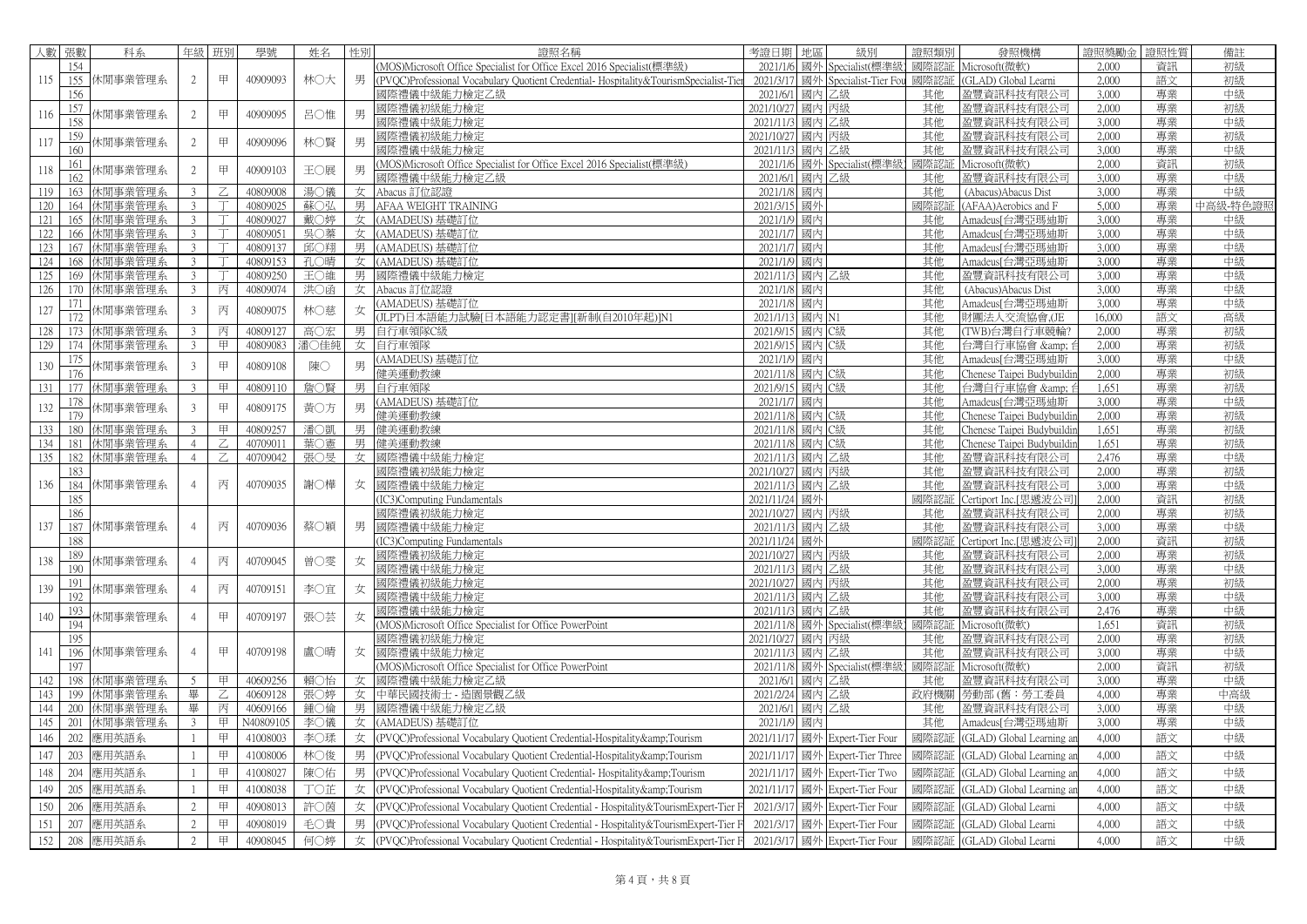| 人數 | 張數 | 科系 | 年級 | 班別 | 學號 | 姓名 | 性別 | 證照名稱 | 考證日期 | 地區 | 級別 | 證照類別 | 發照機構 | 證照獎勵金 | 證照性質 | 備註 |
|---|---|---|---|---|---|---|---|---|---|---|---|---|---|---|---|---|
| 115 | 154 | 休閒事業管理系 | 2 | 甲 | 40909093 | 林○大 | 男 | (MOS)Microsoft Office Specialist for Office Excel 2016 Specialist(標準級) | 2021/1/6 | 國外 | Specialist(標準級) | 國際認証 | Microsoft(微軟) | 2,000 | 資訊 | 初級 |
| | 155 | | | | | | | (PVQC)Professional Vocabulary Quotient Credential- Hospitality&TourismSpecialist-Tier | 2021/3/17 | 國外 | Specialist-Tier Fou | 國際認証 | (GLAD) Global Learni | 2,000 | 語文 | 初級 |
| | 156 | | | | | | | 國際禮儀中級能力檢定乙級 | 2021/6/1 | 國內 | 乙級 | 其他 | 盈豐資訊科技有限公司 | 3,000 | 專業 | 中級 |
| 116 | 157 | 休閒事業管理系 | 2 | 甲 | 40909095 | 呂○惟 | 男 | 國際禮儀初級能力檢定 | 2021/10/27 | 國內 | 丙級 | 其他 | 盈豐資訊科技有限公司 | 2,000 | 專業 | 初級 |
| | 158 | | | | | | | 國際禮儀中級能力檢定 | 2021/11/3 | 國內 | 乙級 | 其他 | 盈豐資訊科技有限公司 | 3,000 | 專業 | 中級 |
| 117 | 159 | 休閒事業管理系 | 2 | 甲 | 40909096 | 林○賢 | 男 | 國際禮儀初級能力檢定 | 2021/10/27 | 國內 | 丙級 | 其他 | 盈豐資訊科技有限公司 | 2,000 | 專業 | 初級 |
| | 160 | | | | | | | 國際禮儀中級能力檢定 | 2021/11/3 | 國內 | 乙級 | 其他 | 盈豐資訊科技有限公司 | 3,000 | 專業 | 中級 |
| 118 | 161 | 休閒事業管理系 | 2 | 甲 | 40909103 | 王○展 | 男 | (MOS)Microsoft Office Specialist for Office Excel 2016 Specialist(標準級) | 2021/1/6 | 國外 | Specialist(標準級) | 國際認証 | Microsoft(微軟) | 2,000 | 資訊 | 初級 |
| | 162 | | | | | | | 國際禮儀中級能力檢定乙級 | 2021/6/1 | 國內 | 乙級 | 其他 | 盈豐資訊科技有限公司 | 3,000 | 專業 | 中級 |
| 119 | 163 | 休閒事業管理系 | 3 | 乙 | 40809008 | 湯○儀 | 女 | Abacus 訂位認證 | 2021/1/8 | 國內 | | 其他 | (Abacus)Abacus Dist | 3,000 | 專業 | 中級 |
| 120 | 164 | 休閒事業管理系 | 3 | 丁 | 40809025 | 蘇○弘 | 男 | AFAA WEIGHT TRAINING | 2021/3/15 | 國外 | | 國際認証 | (AFAA)Aerobics and F | 5,000 | 專業 | 中高級-特色證照 |
| 121 | 165 | 休閒事業管理系 | 3 | 丁 | 40809027 | 戴○婷 | 女 | (AMADEUS) 基礎訂位 | 2021/1/9 | 國內 | | 其他 | Amadeus[台灣亞瑪迪斯 | 3,000 | 專業 | 中級 |
| 122 | 166 | 休閒事業管理系 | 3 | 丁 | 40809051 | 吳○蓁 | 女 | (AMADEUS) 基礎訂位 | 2021/1/7 | 國內 | | 其他 | Amadeus[台灣亞瑪迪斯 | 3,000 | 專業 | 中級 |
| 123 | 167 | 休閒事業管理系 | 3 | 丁 | 40809137 | 邱○翔 | 男 | (AMADEUS) 基礎訂位 | 2021/1/7 | 國內 | | 其他 | Amadeus[台灣亞瑪迪斯 | 3,000 | 專業 | 中級 |
| 124 | 168 | 休閒事業管理系 | 3 | 丁 | 40809153 | 孔○晴 | 女 | (AMADEUS) 基礎訂位 | 2021/1/9 | 國內 | | 其他 | Amadeus[台灣亞瑪迪斯 | 3,000 | 專業 | 中級 |
| 125 | 169 | 休閒事業管理系 | 3 | 丁 | 40809250 | 王○維 | 男 | 國際禮儀中級能力檢定 | 2021/11/3 | 國內 | 乙級 | 其他 | 盈豐資訊科技有限公司 | 3,000 | 專業 | 中級 |
| 126 | 170 | 休閒事業管理系 | 3 | 丙 | 40809074 | 洪○函 | 女 | Abacus 訂位認證 | 2021/1/8 | 國內 | | 其他 | (Abacus)Abacus Dist | 3,000 | 專業 | 中級 |
| 127 | 171 | 休閒事業管理系 | 3 | 丙 | 40809075 | 林○慈 | 女 | (AMADEUS) 基礎訂位 | 2021/1/8 | 國內 | | 其他 | Amadeus[台灣亞瑪迪斯 | 3,000 | 專業 | 中級 |
| | 172 | | | | | | | (JLPT)日本語能力試驗[日本語能力認定書][新制(自2010年起)]N1 | 2021/1/13 | 國內 | N1 | 其他 | 財團法人交流協會,(JE | 16,000 | 語文 | 高級 |
| 128 | 173 | 休閒事業管理系 | 3 | 丙 | 40809127 | 高○宏 | 男 | 自行車領隊C級 | 2021/9/15 | 國內 | C級 | 其他 | (TWB)台灣自行車競輪? | 2,000 | 專業 | 初級 |
| 129 | 174 | 休閒事業管理系 | 3 | 甲 | 40809083 | 潘○佳純 | 女 | 自行車領隊 | 2021/9/15 | 國內 | C級 | 其他 | 台灣自行車協會 &amp; 台 | 2,000 | 專業 | 初級 |
| 130 | 175 | 休閒事業管理系 | 3 | 甲 | 40809108 | 陳○ | 男 | (AMADEUS) 基礎訂位 | 2021/1/9 | 國內 | | 其他 | Amadeus[台灣亞瑪迪斯 | 3,000 | 專業 | 中級 |
| | 176 | | | | | | | 健美運動教練 | 2021/11/8 | 國內 | C級 | 其他 | Chenese Taipei Budybuildin | 2,000 | 專業 | 初級 |
| 131 | 177 | 休閒事業管理系 | 3 | 甲 | 40809110 | 詹○賢 | 男 | 自行車領隊 | 2021/9/15 | 國內 | C級 | 其他 | 台灣自行車協會 &amp; 台 | 1,651 | 專業 | 初級 |
| 132 | 178 | 休閒事業管理系 | 3 | 甲 | 40809175 | 黃○方 | 男 | (AMADEUS) 基礎訂位 | 2021/1/7 | 國內 | | 其他 | Amadeus[台灣亞瑪迪斯 | 3,000 | 專業 | 中級 |
| | 179 | | | | | | | 健美運動教練 | 2021/11/8 | 國內 | C級 | 其他 | Chenese Taipei Budybuildin | 2,000 | 專業 | 初級 |
| 133 | 180 | 休閒事業管理系 | 3 | 甲 | 40809257 | 潘○凱 | 男 | 健美運動教練 | 2021/11/8 | 國內 | C級 | 其他 | Chenese Taipei Budybuildin | 1,651 | 專業 | 初級 |
| 134 | 181 | 休閒事業管理系 | 4 | 乙 | 40709011 | 葉○憲 | 男 | 健美運動教練 | 2021/11/8 | 國內 | C級 | 其他 | Chenese Taipei Budybuildin | 1,651 | 專業 | 初級 |
| 135 | 182 | 休閒事業管理系 | 4 | 乙 | 40709042 | 張○旻 | 女 | 國際禮儀中級能力檢定 | 2021/11/3 | 國內 | 乙級 | 其他 | 盈豐資訊科技有限公司 | 2,476 | 專業 | 中級 |
| 136 | 183 | 休閒事業管理系 | 4 | 丙 | 40709035 | 謝○樺 | 女 | 國際禮儀初級能力檢定 | 2021/10/27 | 國內 | 丙級 | 其他 | 盈豐資訊科技有限公司 | 2,000 | 專業 | 初級 |
| | 184 | | | | | | | 國際禮儀中級能力檢定 | 2021/11/3 | 國內 | 乙級 | 其他 | 盈豐資訊科技有限公司 | 3,000 | 專業 | 中級 |
| | 185 | | | | | | | (IC3)Computing Fundamentals | 2021/11/24 | 國外 | | 國際認証 | Certiport Inc.[思遞波公司] | 2,000 | 資訊 | 初級 |
| 137 | 186 | 休閒事業管理系 | 4 | 丙 | 40709036 | 蔡○穎 | 男 | 國際禮儀初級能力檢定 | 2021/10/27 | 國內 | 丙級 | 其他 | 盈豐資訊科技有限公司 | 2,000 | 專業 | 初級 |
| | 187 | | | | | | | 國際禮儀中級能力檢定 | 2021/11/3 | 國內 | 乙級 | 其他 | 盈豐資訊科技有限公司 | 3,000 | 專業 | 中級 |
| | 188 | | | | | | | (IC3)Computing Fundamentals | 2021/11/24 | 國外 | | 國際認証 | Certiport Inc.[思遞波公司] | 2,000 | 資訊 | 初級 |
| 138 | 189 | 休閒事業管理系 | 4 | 丙 | 40709045 | 曾○雯 | 女 | 國際禮儀初級能力檢定 | 2021/10/27 | 國內 | 丙級 | 其他 | 盈豐資訊科技有限公司 | 2,000 | 專業 | 初級 |
| | 190 | | | | | | | 國際禮儀中級能力檢定 | 2021/11/3 | 國內 | 乙級 | 其他 | 盈豐資訊科技有限公司 | 3,000 | 專業 | 中級 |
| 139 | 191 | 休閒事業管理系 | 4 | 丙 | 40709151 | 李○宜 | 女 | 國際禮儀初級能力檢定 | 2021/10/27 | 國內 | 丙級 | 其他 | 盈豐資訊科技有限公司 | 2,000 | 專業 | 初級 |
| | 192 | | | | | | | 國際禮儀中級能力檢定 | 2021/11/3 | 國內 | 乙級 | 其他 | 盈豐資訊科技有限公司 | 3,000 | 專業 | 中級 |
| 140 | 193 | 休閒事業管理系 | 4 | 甲 | 40709197 | 張○芸 | 女 | 國際禮儀中級能力檢定 | 2021/11/3 | 國內 | 乙級 | 其他 | 盈豐資訊科技有限公司 | 2,476 | 專業 | 中級 |
| | 194 | | | | | | | (MOS)Microsoft Office Specialist for Office PowerPoint | 2021/11/8 | 國外 | Specialist(標準級) | 國際認証 | Microsoft(微軟) | 1,651 | 資訊 | 初級 |
| 141 | 195 | 休閒事業管理系 | 4 | 甲 | 40709198 | 盧○晴 | 女 | 國際禮儀初級能力檢定 | 2021/10/27 | 國內 | 丙級 | 其他 | 盈豐資訊科技有限公司 | 2,000 | 專業 | 初級 |
| | 196 | | | | | | | 國際禮儀中級能力檢定 | 2021/11/3 | 國內 | 乙級 | 其他 | 盈豐資訊科技有限公司 | 3,000 | 專業 | 中級 |
| | 197 | | | | | | | (MOS)Microsoft Office Specialist for Office PowerPoint | 2021/11/8 | 國外 | Specialist(標準級) | 國際認証 | Microsoft(微軟) | 2,000 | 資訊 | 初級 |
| 142 | 198 | 休閒事業管理系 | 5 | 甲 | 40609256 | 賴○怡 | 女 | 國際禮儀中級能力檢定乙級 | 2021/6/1 | 國內 | 乙級 | 其他 | 盈豐資訊科技有限公司 | 3,000 | 專業 | 中級 |
| 143 | 199 | 休閒事業管理系 | 畢 | 乙 | 40609128 | 張○婷 | 女 | 中華民國技術士 - 造園景觀乙級 | 2021/2/24 | 國內 | 乙級 | 政府機關 | 勞動部 (舊：勞工委員 | 4,000 | 專業 | 中高級 |
| 144 | 200 | 休閒事業管理系 | 畢 | 丙 | 40609166 | 鍾○倫 | 男 | 國際禮儀中級能力檢定乙級 | 2021/6/1 | 國內 | 乙級 | 其他 | 盈豐資訊科技有限公司 | 3,000 | 專業 | 中級 |
| 145 | 201 | 休閒事業管理系 | 3 | 甲 | N40809105 | 李○儀 | 女 | (AMADEUS) 基礎訂位 | 2021/1/9 | 國內 | | 其他 | Amadeus[台灣亞瑪迪斯 | 3,000 | 專業 | 中級 |
| 146 | 202 | 應用英語系 | 1 | 甲 | 41008003 | 李○琜 | 女 | (PVQC)Professional Vocabulary Quotient Credential-Hospitality&amp;Tourism | 2021/11/17 | 國外 | Expert-Tier Four | 國際認証 | (GLAD) Global Learning an | 4,000 | 語文 | 中級 |
| 147 | 203 | 應用英語系 | 1 | 甲 | 41008006 | 林○俊 | 男 | (PVQC)Professional Vocabulary Quotient Credential-Hospitality&amp;Tourism | 2021/11/17 | 國外 | Expert-Tier Three | 國際認証 | (GLAD) Global Learning an | 4,000 | 語文 | 中級 |
| 148 | 204 | 應用英語系 | 1 | 甲 | 41008027 | 陳○佑 | 男 | (PVQC)Professional Vocabulary Quotient Credential- Hospitality&amp;Tourism | 2021/11/17 | 國外 | Expert-Tier Two | 國際認証 | (GLAD) Global Learning an | 4,000 | 語文 | 中級 |
| 149 | 205 | 應用英語系 | 1 | 甲 | 41008038 | 丁○芷 | 女 | (PVQC)Professional Vocabulary Quotient Credential-Hospitality&amp;Tourism | 2021/11/17 | 國外 | Expert-Tier Four | 國際認証 | (GLAD) Global Learning an | 4,000 | 語文 | 中級 |
| 150 | 206 | 應用英語系 | 2 | 甲 | 40908013 | 許○茵 | 女 | (PVQC)Professional Vocabulary Quotient Credential - Hospitality&TourismExpert-Tier F | 2021/3/17 | 國外 | Expert-Tier Four | 國際認証 | (GLAD) Global Learni | 4,000 | 語文 | 中級 |
| 151 | 207 | 應用英語系 | 2 | 甲 | 40908019 | 毛○貴 | 男 | (PVQC)Professional Vocabulary Quotient Credential - Hospitality&TourismExpert-Tier F | 2021/3/17 | 國外 | Expert-Tier Four | 國際認証 | (GLAD) Global Learni | 4,000 | 語文 | 中級 |
| 152 | 208 | 應用英語系 | 2 | 甲 | 40908045 | 何○婷 | 女 | (PVQC)Professional Vocabulary Quotient Credential - Hospitality&TourismExpert-Tier F | 2021/3/17 | 國外 | Expert-Tier Four | 國際認証 | (GLAD) Global Learni | 4,000 | 語文 | 中級 |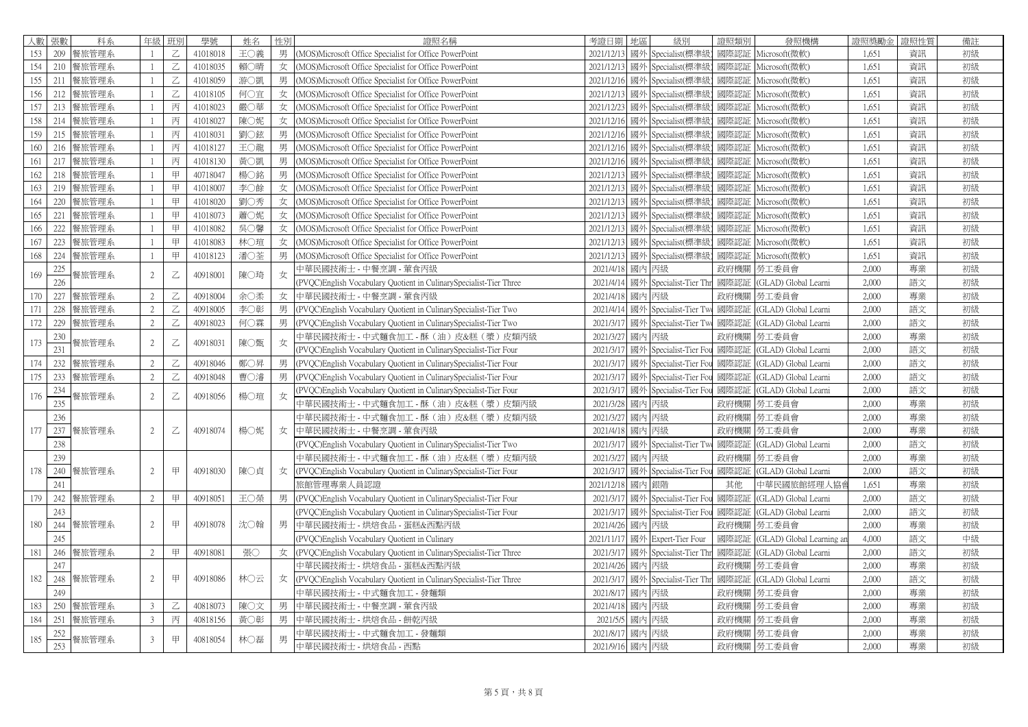| 人數 | 張數 | 科系 | 年級 | 班別 | 學號 | 姓名 | 性別 | 證照名稱 | 考證日期 | 地區 | 級別 | 證照類別 | 發照機構 | 證照獎勵金 | 證照性質 | 備註 |
|---|---|---|---|---|---|---|---|---|---|---|---|---|---|---|---|---|
| 153 | 209 | 餐旅管理系 | 1 | 乙 | 41018018 | 王○義 | 男 | (MOS)Microsoft Office Specialist for Office PowerPoint | 2021/12/13 | 國外 | Specialist(標準級) | 國際認証 | Microsoft(微軟) | 1,651 | 資訊 | 初級 |
| 154 | 210 | 餐旅管理系 | 1 | 乙 | 41018035 | 賴○晴 | 女 | (MOS)Microsoft Office Specialist for Office PowerPoint | 2021/12/13 | 國外 | Specialist(標準級) | 國際認証 | Microsoft(微軟) | 1,651 | 資訊 | 初級 |
| 155 | 211 | 餐旅管理系 | 1 | 乙 | 41018059 | 游○凱 | 男 | (MOS)Microsoft Office Specialist for Office PowerPoint | 2021/12/16 | 國外 | Specialist(標準級) | 國際認証 | Microsoft(微軟) | 1,651 | 資訊 | 初級 |
| 156 | 212 | 餐旅管理系 | 1 | 乙 | 41018105 | 何○宜 | 女 | (MOS)Microsoft Office Specialist for Office PowerPoint | 2021/12/13 | 國外 | Specialist(標準級) | 國際認証 | Microsoft(微軟) | 1,651 | 資訊 | 初級 |
| 157 | 213 | 餐旅管理系 | 1 | 丙 | 41018023 | 嚴○華 | 女 | (MOS)Microsoft Office Specialist for Office PowerPoint | 2021/12/23 | 國外 | Specialist(標準級) | 國際認証 | Microsoft(微軟) | 1,651 | 資訊 | 初級 |
| 158 | 214 | 餐旅管理系 | 1 | 丙 | 41018027 | 陳○妮 | 女 | (MOS)Microsoft Office Specialist for Office PowerPoint | 2021/12/16 | 國外 | Specialist(標準級) | 國際認証 | Microsoft(微軟) | 1,651 | 資訊 | 初級 |
| 159 | 215 | 餐旅管理系 | 1 | 丙 | 41018031 | 劉○鉉 | 男 | (MOS)Microsoft Office Specialist for Office PowerPoint | 2021/12/16 | 國外 | Specialist(標準級) | 國際認証 | Microsoft(微軟) | 1,651 | 資訊 | 初級 |
| 160 | 216 | 餐旅管理系 | 1 | 丙 | 41018127 | 王○龍 | 男 | (MOS)Microsoft Office Specialist for Office PowerPoint | 2021/12/16 | 國外 | Specialist(標準級) | 國際認証 | Microsoft(微軟) | 1,651 | 資訊 | 初級 |
| 161 | 217 | 餐旅管理系 | 1 | 丙 | 41018130 | 黃○凱 | 男 | (MOS)Microsoft Office Specialist for Office PowerPoint | 2021/12/16 | 國外 | Specialist(標準級) | 國際認証 | Microsoft(微軟) | 1,651 | 資訊 | 初級 |
| 162 | 218 | 餐旅管理系 | 1 | 甲 | 40718047 | 楊○銘 | 男 | (MOS)Microsoft Office Specialist for Office PowerPoint | 2021/12/13 | 國外 | Specialist(標準級) | 國際認証 | Microsoft(微軟) | 1,651 | 資訊 | 初級 |
| 163 | 219 | 餐旅管理系 | 1 | 甲 | 41018007 | 李○餘 | 女 | (MOS)Microsoft Office Specialist for Office PowerPoint | 2021/12/13 | 國外 | Specialist(標準級) | 國際認証 | Microsoft(微軟) | 1,651 | 資訊 | 初級 |
| 164 | 220 | 餐旅管理系 | 1 | 甲 | 41018020 | 劉○秀 | 女 | (MOS)Microsoft Office Specialist for Office PowerPoint | 2021/12/13 | 國外 | Specialist(標準級) | 國際認証 | Microsoft(微軟) | 1,651 | 資訊 | 初級 |
| 165 | 221 | 餐旅管理系 | 1 | 甲 | 41018073 | 蕭○妮 | 女 | (MOS)Microsoft Office Specialist for Office PowerPoint | 2021/12/13 | 國外 | Specialist(標準級) | 國際認証 | Microsoft(微軟) | 1,651 | 資訊 | 初級 |
| 166 | 222 | 餐旅管理系 | 1 | 甲 | 41018082 | 吳○馨 | 女 | (MOS)Microsoft Office Specialist for Office PowerPoint | 2021/12/13 | 國外 | Specialist(標準級) | 國際認証 | Microsoft(微軟) | 1,651 | 資訊 | 初級 |
| 167 | 223 | 餐旅管理系 | 1 | 甲 | 41018083 | 林○瑄 | 女 | (MOS)Microsoft Office Specialist for Office PowerPoint | 2021/12/13 | 國外 | Specialist(標準級) | 國際認証 | Microsoft(微軟) | 1,651 | 資訊 | 初級 |
| 168 | 224 | 餐旅管理系 | 1 | 甲 | 41018123 | 潘○荃 | 男 | (MOS)Microsoft Office Specialist for Office PowerPoint | 2021/12/13 | 國外 | Specialist(標準級) | 國際認証 | Microsoft(微軟) | 1,651 | 資訊 | 初級 |
| 169 | 225 | 餐旅管理系 | 2 | 乙 | 40918001 | 陳○琦 | 女 | 中華民國技術士 - 中餐烹調 - 葷食丙級 | 2021/4/18 | 國內 | 丙級 | 政府機關 | 勞工委員會 | 2,000 | 專業 | 初級 |
| | 226 | | | | | | | (PVQC)English Vocabulary Quotient in CulinarySpecialist-Tier Three | 2021/4/14 | 國外 | Specialist-Tier Thr | 國際認証 | (GLAD) Global Learni | 2,000 | 語文 | 初級 |
| 170 | 227 | 餐旅管理系 | 2 | 乙 | 40918004 | 余○柔 | 女 | 中華民國技術士 - 中餐烹調 - 葷食丙級 | 2021/4/18 | 國內 | 丙級 | 政府機關 | 勞工委員會 | 2,000 | 專業 | 初級 |
| 171 | 228 | 餐旅管理系 | 2 | 乙 | 40918005 | 李○彰 | 男 | (PVQC)English Vocabulary Quotient in CulinarySpecialist-Tier Two | 2021/4/14 | 國外 | Specialist-Tier Tw | 國際認証 | (GLAD) Global Learni | 2,000 | 語文 | 初級 |
| 172 | 229 | 餐旅管理系 | 2 | 乙 | 40918023 | 何○霖 | 男 | (PVQC)English Vocabulary Quotient in CulinarySpecialist-Tier Two | 2021/3/17 | 國外 | Specialist-Tier Tw | 國際認証 | (GLAD) Global Learni | 2,000 | 語文 | 初級 |
| 173 | 230 | 餐旅管理系 | 2 | 乙 | 40918031 | 陳○甄 | 女 | 中華民國技術士 - 中式麵食加工 - 酥（油）皮&糕（漿）皮類丙級 | 2021/3/27 | 國內 | 丙級 | 政府機關 | 勞工委員會 | 2,000 | 專業 | 初級 |
| | 231 | | | | | | | (PVQC)English Vocabulary Quotient in CulinarySpecialist-Tier Four | 2021/3/17 | 國外 | Specialist-Tier Fou | 國際認証 | (GLAD) Global Learni | 2,000 | 語文 | 初級 |
| 174 | 232 | 餐旅管理系 | 2 | 乙 | 40918046 | 鄭○昇 | 男 | (PVQC)English Vocabulary Quotient in CulinarySpecialist-Tier Four | 2021/3/17 | 國外 | Specialist-Tier Fou | 國際認証 | (GLAD) Global Learni | 2,000 | 語文 | 初級 |
| 175 | 233 | 餐旅管理系 | 2 | 乙 | 40918048 | 曹○濬 | 男 | (PVQC)English Vocabulary Quotient in CulinarySpecialist-Tier Four | 2021/3/17 | 國外 | Specialist-Tier Fou | 國際認証 | (GLAD) Global Learni | 2,000 | 語文 | 初級 |
| 176 | 234 | 餐旅管理系 | 2 | 乙 | 40918056 | 楊○瑄 | 女 | (PVQC)English Vocabulary Quotient in CulinarySpecialist-Tier Four | 2021/3/17 | 國外 | Specialist-Tier Fou | 國際認証 | (GLAD) Global Learni | 2,000 | 語文 | 初級 |
| | 235 | | | | | | | 中華民國技術士 - 中式麵食加工 - 酥（油）皮&糕（漿）皮類丙級 | 2021/3/28 | 國內 | 丙級 | 政府機關 | 勞工委員會 | 2,000 | 專業 | 初級 |
| 177 | 236 | 餐旅管理系 | 2 | 乙 | 40918074 | 楊○妮 | 女 | 中華民國技術士 - 中式麵食加工 - 酥（油）皮&糕（漿）皮類丙級 | 2021/3/27 | 國內 | 丙級 | 政府機關 | 勞工委員會 | 2,000 | 專業 | 初級 |
| | 237 | | | | | | | 中華民國技術士 - 中餐烹調 - 葷食丙級 | 2021/4/18 | 國內 | 丙級 | 政府機關 | 勞工委員會 | 2,000 | 專業 | 初級 |
| | 238 | | | | | | | (PVQC)English Vocabulary Quotient in CulinarySpecialist-Tier Two | 2021/3/17 | 國外 | Specialist-Tier Tw | 國際認証 | (GLAD) Global Learni | 2,000 | 語文 | 初級 |
| 178 | 239 | 餐旅管理系 | 2 | 甲 | 40918030 | 陳○貞 | 女 | 中華民國技術士 - 中式麵食加工 - 酥（油）皮&糕（漿）皮類丙級 | 2021/3/27 | 國內 | 丙級 | 政府機關 | 勞工委員會 | 2,000 | 專業 | 初級 |
| | 240 | | | | | | | (PVQC)English Vocabulary Quotient in CulinarySpecialist-Tier Four | 2021/3/17 | 國外 | Specialist-Tier Fou | 國際認証 | (GLAD) Global Learni | 2,000 | 語文 | 初級 |
| | 241 | | | | | | | 旅館管理專業人員認證 | 2021/12/18 | 國內 | 銀階 | 其他 | 中華民國旅館經理人協會 | 1,651 | 專業 | 初級 |
| 179 | 242 | 餐旅管理系 | 2 | 甲 | 40918051 | 王○榮 | 男 | (PVQC)English Vocabulary Quotient in CulinarySpecialist-Tier Four | 2021/3/17 | 國外 | Specialist-Tier Fou | 國際認証 | (GLAD) Global Learni | 2,000 | 語文 | 初級 |
| 180 | 243 | 餐旅管理系 | 2 | 甲 | 40918078 | 沈○翰 | 男 | (PVQC)English Vocabulary Quotient in CulinarySpecialist-Tier Four | 2021/3/17 | 國外 | Specialist-Tier Fou | 國際認証 | (GLAD) Global Learni | 2,000 | 語文 | 初級 |
| | 244 | | | | | | | 中華民國技術士 - 烘焙食品 - 蛋糕&西點丙級 | 2021/4/26 | 國內 | 丙級 | 政府機關 | 勞工委員會 | 2,000 | 專業 | 初級 |
| | 245 | | | | | | | (PVQC)English Vocabulary Quotient in Culinary | 2021/11/17 | 國外 | Expert-Tier Four | 國際認証 | (GLAD) Global Learning an | 4,000 | 語文 | 中級 |
| 181 | 246 | 餐旅管理系 | 2 | 甲 | 40918081 | 張○ | 女 | (PVQC)English Vocabulary Quotient in CulinarySpecialist-Tier Three | 2021/3/17 | 國外 | Specialist-Tier Thr | 國際認証 | (GLAD) Global Learni | 2,000 | 語文 | 初級 |
| 182 | 247 | 餐旅管理系 | 2 | 甲 | 40918086 | 林○云 | 女 | 中華民國技術士 - 烘焙食品 - 蛋糕&西點丙級 | 2021/4/26 | 國內 | 丙級 | 政府機關 | 勞工委員會 | 2,000 | 專業 | 初級 |
| | 248 | | | | | | | (PVQC)English Vocabulary Quotient in CulinarySpecialist-Tier Three | 2021/3/17 | 國外 | Specialist-Tier Thr | 國際認証 | (GLAD) Global Learni | 2,000 | 語文 | 初級 |
| | 249 | | | | | | | 中華民國技術士 - 中式麵食加工 - 發麵類 | 2021/8/17 | 國內 | 丙級 | 政府機關 | 勞工委員會 | 2,000 | 專業 | 初級 |
| 183 | 250 | 餐旅管理系 | 3 | 乙 | 40818073 | 陳○文 | 男 | 中華民國技術士 - 中餐烹調 - 葷食丙級 | 2021/4/18 | 國內 | 丙級 | 政府機關 | 勞工委員會 | 2,000 | 專業 | 初級 |
| 184 | 251 | 餐旅管理系 | 3 | 丙 | 40818156 | 黃○彰 | 男 | 中華民國技術士 - 烘焙食品 - 餅乾丙級 | 2021/5/5 | 國內 | 丙級 | 政府機關 | 勞工委員會 | 2,000 | 專業 | 初級 |
| 185 | 252 | 餐旅管理系 | 3 | 甲 | 40818054 | 林○磊 | 男 | 中華民國技術士 - 中式麵食加工 - 發麵類 | 2021/8/17 | 國內 | 丙級 | 政府機關 | 勞工委員會 | 2,000 | 專業 | 初級 |
| | 253 | | | | | | | 中華民國技術士 - 烘焙食品 - 西點 | 2021/9/16 | 國內 | 丙級 | 政府機關 | 勞工委員會 | 2,000 | 專業 | 初級 |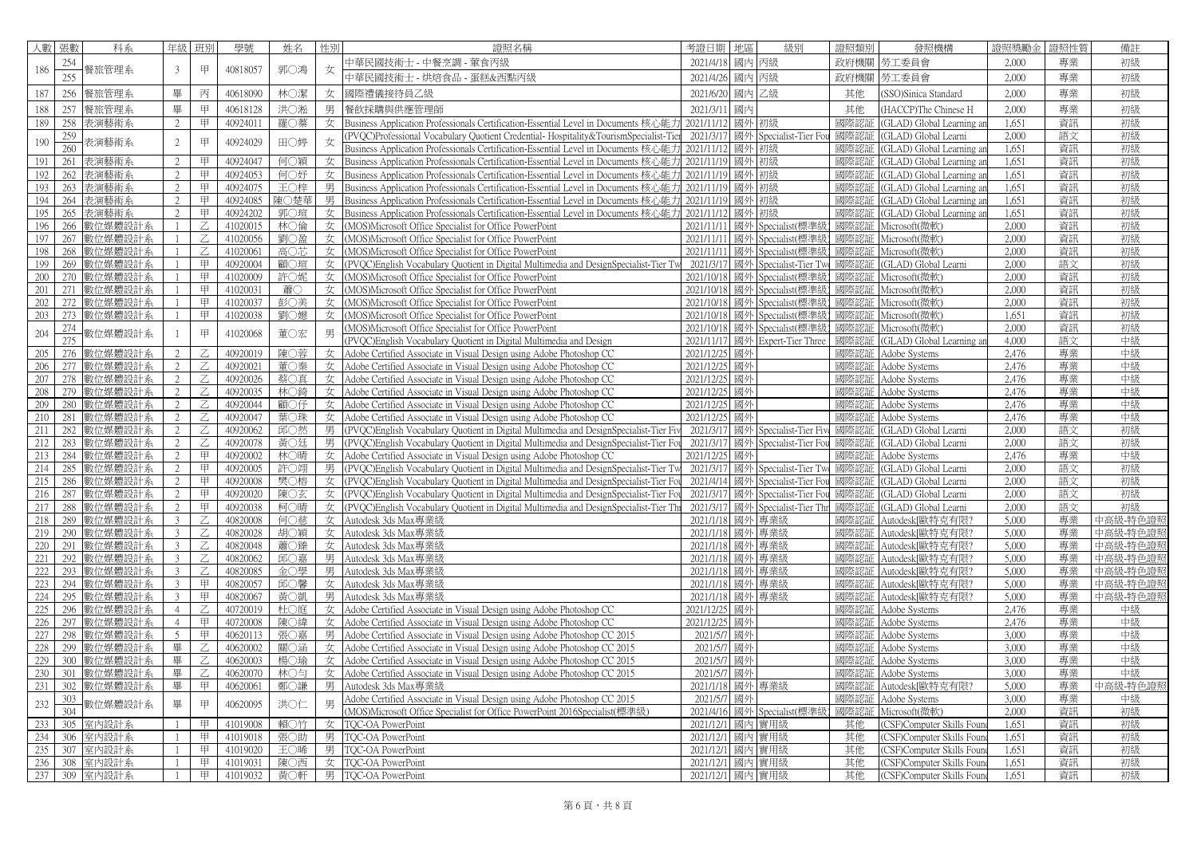| 人數 | 張數 | 科系 | 年級 | 班別 | 學號 | 姓名 | 性別 | 證照名稱 | 考證日期 | 地區 | 級別 | 證照類別 | 發照機構 | 證照獎勵金 | 證照性質 | 備註 |
|---|---|---|---|---|---|---|---|---|---|---|---|---|---|---|---|---|
| 186 | 254 | 餐旅管理系 | 3 | 甲 | 40818057 | 郭○鴻 | 女 | 中華民國技術士 - 中餐烹調 - 葷食丙級 | 2021/4/18 | 國內 | 丙級 | 政府機關 | 勞工委員會 | 2,000 | 專業 | 初級 |
| | 255 | | | | | | | 中華民國技術士 - 烘焙食品 - 蛋糕&西點丙級 | 2021/4/26 | 國內 | 丙級 | 政府機關 | 勞工委員會 | 2,000 | 專業 | 初級 |
| 187 | 256 | 餐旅管理系 | 畢 | 丙 | 40618090 | 林○潔 | 女 | 國際禮儀接待員乙級 | 2021/6/20 | 國內 | 乙級 | 其他 | (SSO)Sinica Standard | 2,000 | 專業 | 初級 |
| 188 | 257 | 餐旅管理系 | 畢 | 甲 | 40618128 | 洪○淞 | 男 | 餐飲採購與供應管理師 | 2021/3/11 | 國內 | | 其他 | (HACCP)The Chinese H | 2,000 | 專業 | 初級 |
| 189 | 258 | 表演藝術系 | 2 | 甲 | 40924011 | 羅○蓁 | 女 | Business Application Professionals Certification-Essential Level in Documents 核心能力 | 2021/11/12 | 國外 | 初級 | 國際認証 | (GLAD) Global Learning an | 1,651 | 資訊 | 初級 |
| 190 | 259 | 表演藝術系 | 2 | 甲 | 40924029 | 田○婷 | 女 | (PVQC)Professional Vocabulary Quotient Credential- Hospitality&TourismSpecialist-Tier | 2021/3/17 | 國外 | Specialist-Tier Fou | 國際認証 | (GLAD) Global Learni | 2,000 | 語文 | 初級 |
| | 260 | | | | | | | Business Application Professionals Certification-Essential Level in Documents 核心能力 | 2021/11/12 | 國外 | 初級 | 國際認証 | (GLAD) Global Learning an | 1,651 | 資訊 | 初級 |
| 191 | 261 | 表演藝術系 | 2 | 甲 | 40924047 | 何○穎 | 女 | Business Application Professionals Certification-Essential Level in Documents 核心能力 | 2021/11/19 | 國外 | 初級 | 國際認証 | (GLAD) Global Learning an | 1,651 | 資訊 | 初級 |
| 192 | 262 | 表演藝術系 | 2 | 甲 | 40924053 | 何○妤 | 女 | Business Application Professionals Certification-Essential Level in Documents 核心能力 | 2021/11/19 | 國外 | 初級 | 國際認証 | (GLAD) Global Learning an | 1,651 | 資訊 | 初級 |
| 193 | 263 | 表演藝術系 | 2 | 甲 | 40924075 | 王○梓 | 男 | Business Application Professionals Certification-Essential Level in Documents 核心能力 | 2021/11/19 | 國外 | 初級 | 國際認証 | (GLAD) Global Learning an | 1,651 | 資訊 | 初級 |
| 194 | 264 | 表演藝術系 | 2 | 甲 | 40924085 | 陳○楚華 | 男 | Business Application Professionals Certification-Essential Level in Documents 核心能力 | 2021/11/19 | 國外 | 初級 | 國際認証 | (GLAD) Global Learning an | 1,651 | 資訊 | 初級 |
| 195 | 265 | 表演藝術系 | 2 | 甲 | 40924202 | 郭○瑄 | 女 | Business Application Professionals Certification-Essential Level in Documents 核心能力 | 2021/11/12 | 國外 | 初級 | 國際認証 | (GLAD) Global Learning an | 1,651 | 資訊 | 初級 |
| 196 | 266 | 數位媒體設計系 | 1 | 乙 | 41020015 | 林○倫 | 女 | (MOS)Microsoft Office Specialist for Office PowerPoint | 2021/11/11 | 國外 | Specialist(標準級) | 國際認証 | Microsoft(微軟) | 2,000 | 資訊 | 初級 |
| 197 | 267 | 數位媒體設計系 | 1 | 乙 | 41020056 | 劉○盈 | 女 | (MOS)Microsoft Office Specialist for Office PowerPoint | 2021/11/11 | 國外 | Specialist(標準級) | 國際認証 | Microsoft(微軟) | 2,000 | 資訊 | 初級 |
| 198 | 268 | 數位媒體設計系 | 1 | 乙 | 41020061 | 高○芯 | 女 | (MOS)Microsoft Office Specialist for Office PowerPoint | 2021/11/11 | 國外 | Specialist(標準級) | 國際認証 | Microsoft(微軟) | 2,000 | 資訊 | 初級 |
| 199 | 269 | 數位媒體設計系 | 1 | 甲 | 40920004 | 顧○瑄 | 女 | (PVQC)English Vocabulary Quotient in Digital Multimedia and DesignSpecialist-Tier Tw | 2021/3/17 | 國外 | Specialist-Tier Two | 國際認証 | (GLAD) Global Learni | 2,000 | 語文 | 初級 |
| 200 | 270 | 數位媒體設計系 | 1 | 甲 | 41020009 | 許○妮 | 女 | (MOS)Microsoft Office Specialist for Office PowerPoint | 2021/10/18 | 國外 | Specialist(標準級) | 國際認証 | Microsoft(微軟) | 2,000 | 資訊 | 初級 |
| 201 | 271 | 數位媒體設計系 | 1 | 甲 | 41020031 | 蕭○ | 女 | (MOS)Microsoft Office Specialist for Office PowerPoint | 2021/10/18 | 國外 | Specialist(標準級) | 國際認証 | Microsoft(微軟) | 2,000 | 資訊 | 初級 |
| 202 | 272 | 數位媒體設計系 | 1 | 甲 | 41020037 | 彭○美 | 女 | (MOS)Microsoft Office Specialist for Office PowerPoint | 2021/10/18 | 國外 | Specialist(標準級) | 國際認証 | Microsoft(微軟) | 2,000 | 資訊 | 初級 |
| 203 | 273 | 數位媒體設計系 | 1 | 甲 | 41020038 | 劉○嬿 | 女 | (MOS)Microsoft Office Specialist for Office PowerPoint | 2021/10/18 | 國外 | Specialist(標準級) | 國際認証 | Microsoft(微軟) | 1,651 | 資訊 | 初級 |
| 204 | 274 | 數位媒體設計系 | 1 | 甲 | 41020068 | 董○宏 | 男 | (MOS)Microsoft Office Specialist for Office PowerPoint | 2021/10/18 | 國外 | Specialist(標準級) | 國際認証 | Microsoft(微軟) | 2,000 | 資訊 | 初級 |
| | 275 | | | | | | | (PVQC)English Vocabulary Quotient in Digital Multimedia and Design | 2021/11/17 | 國外 | Expert-Tier Three | 國際認証 | (GLAD) Global Learning an | 4,000 | 語文 | 中級 |
| 205 | 276 | 數位媒體設計系 | 2 | 乙 | 40920019 | 陳○蓉 | 女 | Adobe Certified Associate in Visual Design using Adobe Photoshop CC | 2021/12/25 | 國外 | | 國際認証 | Adobe Systems | 2,476 | 專業 | 中級 |
| 206 | 277 | 數位媒體設計系 | 2 | 乙 | 40920021 | 董○秦 | 女 | Adobe Certified Associate in Visual Design using Adobe Photoshop CC | 2021/12/25 | 國外 | | 國際認証 | Adobe Systems | 2,476 | 專業 | 中級 |
| 207 | 278 | 數位媒體設計系 | 2 | 乙 | 40920026 | 蔡○真 | 女 | Adobe Certified Associate in Visual Design using Adobe Photoshop CC | 2021/12/25 | 國外 | | 國際認証 | Adobe Systems | 2,476 | 專業 | 中級 |
| 208 | 279 | 數位媒體設計系 | 2 | 乙 | 40920035 | 林○錡 | 女 | Adobe Certified Associate in Visual Design using Adobe Photoshop CC | 2021/12/25 | 國外 | | 國際認証 | Adobe Systems | 2,476 | 專業 | 中級 |
| 209 | 280 | 數位媒體設計系 | 2 | 乙 | 40920044 | 顧○伃 | 女 | Adobe Certified Associate in Visual Design using Adobe Photoshop CC | 2021/12/25 | 國外 | | 國際認証 | Adobe Systems | 2,476 | 專業 | 中級 |
| 210 | 281 | 數位媒體設計系 | 2 | 乙 | 40920047 | 葉○珠 | 女 | Adobe Certified Associate in Visual Design using Adobe Photoshop CC | 2021/12/25 | 國外 | | 國際認証 | Adobe Systems | 2,476 | 專業 | 中級 |
| 211 | 282 | 數位媒體設計系 | 2 | 乙 | 40920062 | 邱○然 | 男 | (PVQC)English Vocabulary Quotient in Digital Multimedia and DesignSpecialist-Tier Fiv | 2021/3/17 | 國外 | Specialist-Tier Five | 國際認証 | (GLAD) Global Learni | 2,000 | 語文 | 初級 |
| 212 | 283 | 數位媒體設計系 | 2 | 乙 | 40920078 | 黃○廷 | 男 | (PVQC)English Vocabulary Quotient in Digital Multimedia and DesignSpecialist-Tier Fou | 2021/3/17 | 國外 | Specialist-Tier Fou | 國際認証 | (GLAD) Global Learni | 2,000 | 語文 | 初級 |
| 213 | 284 | 數位媒體設計系 | 2 | 甲 | 40920002 | 林○晴 | 女 | Adobe Certified Associate in Visual Design using Adobe Photoshop CC | 2021/12/25 | 國外 | | 國際認証 | Adobe Systems | 2,476 | 專業 | 中級 |
| 214 | 285 | 數位媒體設計系 | 2 | 甲 | 40920005 | 許○翊 | 男 | (PVQC)English Vocabulary Quotient in Digital Multimedia and DesignSpecialist-Tier Tw | 2021/3/17 | 國外 | Specialist-Tier Two | 國際認証 | (GLAD) Global Learni | 2,000 | 語文 | 初級 |
| 215 | 286 | 數位媒體設計系 | 2 | 甲 | 40920008 | 樊○榕 | 女 | (PVQC)English Vocabulary Quotient in Digital Multimedia and DesignSpecialist-Tier Fou | 2021/4/14 | 國外 | Specialist-Tier Fou | 國際認証 | (GLAD) Global Learni | 2,000 | 語文 | 初級 |
| 216 | 287 | 數位媒體設計系 | 2 | 甲 | 40920020 | 陳○玄 | 女 | (PVQC)English Vocabulary Quotient in Digital Multimedia and DesignSpecialist-Tier Fou | 2021/3/17 | 國外 | Specialist-Tier Fou | 國際認証 | (GLAD) Global Learni | 2,000 | 語文 | 初級 |
| 217 | 288 | 數位媒體設計系 | 2 | 甲 | 40920038 | 柯○晴 | 女 | (PVQC)English Vocabulary Quotient in Digital Multimedia and DesignSpecialist-Tier Thr | 2021/3/17 | 國外 | Specialist-Tier Thr | 國際認証 | (GLAD) Global Learni | 2,000 | 語文 | 初級 |
| 218 | 289 | 數位媒體設計系 | 3 | 乙 | 40820008 | 何○慈 | 女 | Autodesk 3ds Max專業级 | 2021/1/18 | 國外 | 專業级 | 國際認証 | Autodesk(歐特克有限? | 5,000 | 專業 | 中高級-特色證照 |
| 219 | 290 | 數位媒體設計系 | 3 | 乙 | 40820028 | 胡○穎 | 女 | Autodesk 3ds Max專業级 | 2021/1/18 | 國外 | 專業级 | 國際認証 | Autodesk(歐特克有限? | 5,000 | 專業 | 中高級-特色證照 |
| 220 | 291 | 數位媒體設計系 | 3 | 乙 | 40820048 | 蕭○臻 | 女 | Autodesk 3ds Max專業级 | 2021/1/18 | 國外 | 專業级 | 國際認証 | Autodesk(歐特克有限? | 5,000 | 專業 | 中高級-特色證照 |
| 221 | 292 | 數位媒體設計系 | 3 | 乙 | 40820062 | 邱○嘉 | 男 | Autodesk 3ds Max專業级 | 2021/1/18 | 國外 | 專業级 | 國際認証 | Autodesk(歐特克有限? | 5,000 | 專業 | 中高級-特色證照 |
| 222 | 293 | 數位媒體設計系 | 3 | 乙 | 40820085 | 金○學 | 男 | Autodesk 3ds Max專業级 | 2021/1/18 | 國外 | 專業级 | 國際認証 | Autodesk(歐特克有限? | 5,000 | 專業 | 中高級-特色證照 |
| 223 | 294 | 數位媒體設計系 | 3 | 甲 | 40820057 | 邱○馨 | 女 | Autodesk 3ds Max專業级 | 2021/1/18 | 國外 | 專業级 | 國際認証 | Autodesk(歐特克有限? | 5,000 | 專業 | 中高級-特色證照 |
| 224 | 295 | 數位媒體設計系 | 3 | 甲 | 40820067 | 黃○凱 | 男 | Autodesk 3ds Max專業级 | 2021/1/18 | 國外 | 專業级 | 國際認証 | Autodesk(歐特克有限? | 5,000 | 專業 | 中高級-特色證照 |
| 225 | 296 | 數位媒體設計系 | 4 | 乙 | 40720019 | 杜○庭 | 女 | Adobe Certified Associate in Visual Design using Adobe Photoshop CC | 2021/12/25 | 國外 | | 國際認証 | Adobe Systems | 2,476 | 專業 | 中級 |
| 226 | 297 | 數位媒體設計系 | 4 | 甲 | 40720008 | 陳○緯 | 女 | Adobe Certified Associate in Visual Design using Adobe Photoshop CC | 2021/12/25 | 國外 | | 國際認証 | Adobe Systems | 2,476 | 專業 | 中級 |
| 227 | 298 | 數位媒體設計系 | 5 | 甲 | 40620113 | 張○嘉 | 男 | Adobe Certified Associate in Visual Design using Adobe Photoshop CC 2015 | 2021/5/7 | 國外 | | 國際認証 | Adobe Systems | 3,000 | 專業 | 中級 |
| 228 | 299 | 數位媒體設計系 | 畢 | 乙 | 40620002 | 關○涵 | 女 | Adobe Certified Associate in Visual Design using Adobe Photoshop CC 2015 | 2021/5/7 | 國外 | | 國際認証 | Adobe Systems | 3,000 | 專業 | 中級 |
| 229 | 300 | 數位媒體設計系 | 畢 | 乙 | 40620003 | 楊○瑜 | 女 | Adobe Certified Associate in Visual Design using Adobe Photoshop CC 2015 | 2021/5/7 | 國外 | | 國際認証 | Adobe Systems | 3,000 | 專業 | 中級 |
| 230 | 301 | 數位媒體設計系 | 畢 | 乙 | 40620070 | 林○勻 | 女 | Adobe Certified Associate in Visual Design using Adobe Photoshop CC 2015 | 2021/5/7 | 國外 | | 國際認証 | Adobe Systems | 3,000 | 專業 | 中級 |
| 231 | 302 | 數位媒體設計系 | 畢 | 甲 | 40620061 | 鄭○謙 | 男 | Autodesk 3ds Max專業级 | 2021/1/18 | 國外 | 專業级 | 國際認証 | Autodesk(歐特克有限? | 5,000 | 專業 | 中高級-特色證照 |
| 232 | 303 | 數位媒體設計系 | 畢 | 甲 | 40620095 | 洪○仁 | 男 | Adobe Certified Associate in Visual Design using Adobe Photoshop CC 2015 | 2021/5/7 | 國外 | | 國際認証 | Adobe Systems | 3,000 | 專業 | 中級 |
| | 304 | | | | | | | (MOS)Microsoft Office Specialist for Office PowerPoint 2016Specialist(標準級) | 2021/4/16 | 國外 | Specialist(標準級) | 國際認証 | Microsoft(微軟) | 2,000 | 資訊 | 初級 |
| 233 | 305 | 室內設計系 | 1 | 甲 | 41019008 | 賴○竹 | 女 | TQC-OA PowerPoint | 2021/12/1 | 國內 | 實用級 | 其他 | (CSF)Computer Skills Foun | 1,651 | 資訊 | 初級 |
| 234 | 306 | 室內設計系 | 1 | 甲 | 41019018 | 張○助 | 男 | TQC-OA PowerPoint | 2021/12/1 | 國內 | 實用級 | 其他 | (CSF)Computer Skills Foun | 1,651 | 資訊 | 初級 |
| 235 | 307 | 室內設計系 | 1 | 甲 | 41019020 | 王○晞 | 男 | TQC-OA PowerPoint | 2021/12/1 | 國內 | 實用級 | 其他 | (CSF)Computer Skills Foun | 1,651 | 資訊 | 初級 |
| 236 | 308 | 室內設計系 | 1 | 甲 | 41019031 | 陳○西 | 女 | TQC-OA PowerPoint | 2021/12/1 | 國內 | 實用級 | 其他 | (CSF)Computer Skills Foun | 1,651 | 資訊 | 初級 |
| 237 | 309 | 室內設計系 | 1 | 甲 | 41019032 | 黃○軒 | 男 | TQC-OA PowerPoint | 2021/12/1 | 國內 | 實用級 | 其他 | (CSF)Computer Skills Foun | 1,651 | 資訊 | 初級 |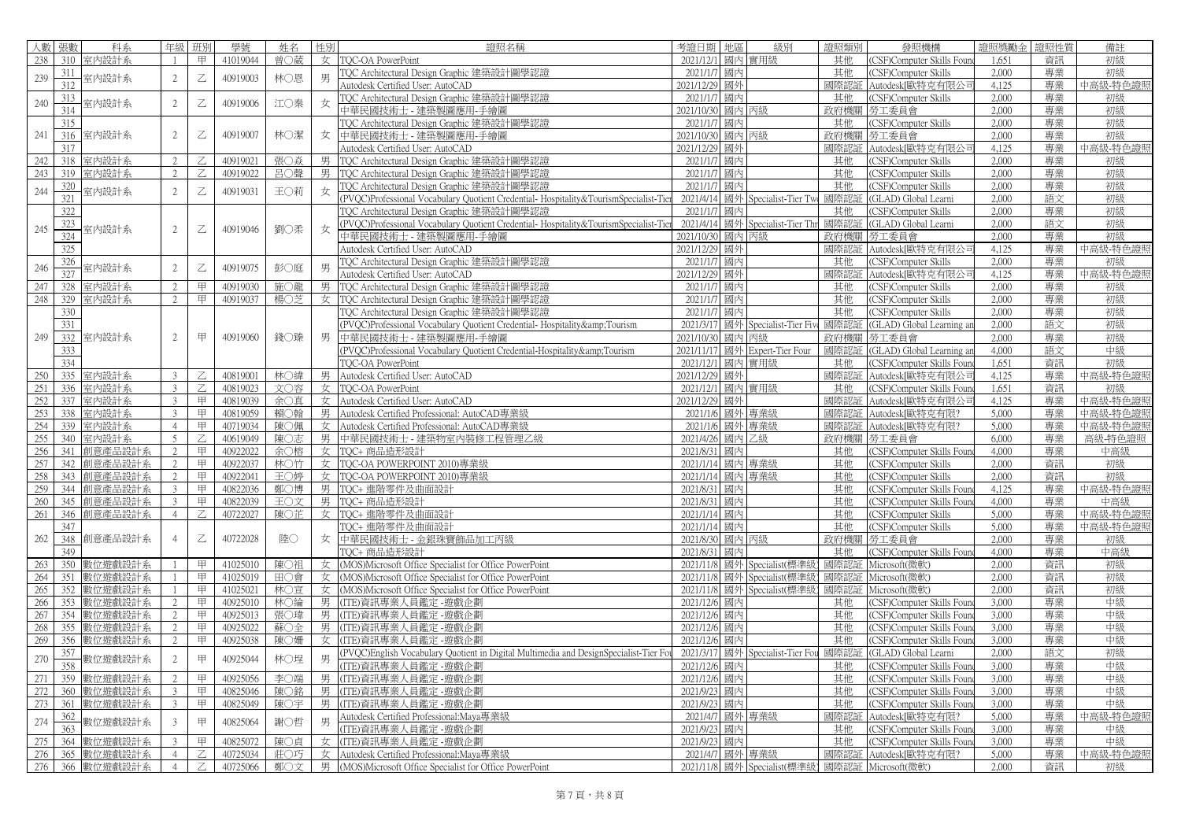| 人數 | 張數 | 科系 | 年級 | 班別 | 學號 | 姓名 | 性別 | 證照名稱 | 考證日期 | 地區 | 級別 | 證照類別 | 發照機構 | 證照獎勵金 | 證照性質 | 備註 |
|---|---|---|---|---|---|---|---|---|---|---|---|---|---|---|---|---|
| 238 | 310 | 室內設計系 | 1 | 甲 | 41019044 | 曾○葳 | 女 | TQC-OA PowerPoint | 2021/12/1 | 國內 | 實用級 | 其他 | (CSF)Computer Skills Found | 1,651 | 資訊 | 初級 |
| 239 | 311 | 室內設計系 | 2 | 乙 | 40919003 | 林○恩 | 男 | TQC Architectural Design Graphic 建築設計圖學認證 | 2021/1/7 | 國內 | | 其他 | (CSF)Computer Skills | 2,000 | 專業 | 初級 |
| | 312 | | | | | | | Autodesk Certified User: AutoCAD | 2021/12/29 | 國外 | | 國際認證 | Autodesk(歐特克有限公司 | 4,125 | 專業 | 中高級-特色證照 |
| 240 | 313 | 室內設計系 | 2 | 乙 | 40919006 | 江○秦 | 女 | TQC Architectural Design Graphic 建築設計圖學認證 | 2021/1/7 | 國內 | | 其他 | (CSF)Computer Skills | 2,000 | 專業 | 初級 |
| | 314 | | | | | | | 中華民國技術士 - 建築製圖應用-手繪圖 | 2021/10/30 | 國內 | 丙級 | 政府機關 | 勞工委員會 | 2,000 | 專業 | 初級 |
| 241 | 315 | 室內設計系 | 2 | 乙 | 40919007 | 林○潔 | 女 | TQC Architectural Design Graphic 建築設計圖學認證 | 2021/1/7 | 國內 | | 其他 | (CSF)Computer Skills | 2,000 | 專業 | 初級 |
| | 316 | | | | | | | 中華民國技術士 - 建築製圖應用-手繪圖 | 2021/10/30 | 國內 | 丙級 | 政府機關 | 勞工委員會 | 2,000 | 專業 | 初級 |
| | 317 | | | | | | | Autodesk Certified User: AutoCAD | 2021/12/29 | 國外 | | 國際認證 | Autodesk(歐特克有限公司 | 4,125 | 專業 | 中高級-特色證照 |
| 242 | 318 | 室內設計系 | 2 | 乙 | 40919021 | 張○焱 | 男 | TQC Architectural Design Graphic 建築設計圖學認證 | 2021/1/7 | 國內 | | 其他 | (CSF)Computer Skills | 2,000 | 專業 | 初級 |
| 243 | 319 | 室內設計系 | 2 | 乙 | 40919022 | 呂○聲 | 男 | TQC Architectural Design Graphic 建築設計圖學認證 | 2021/1/7 | 國內 | | 其他 | (CSF)Computer Skills | 2,000 | 專業 | 初級 |
| 244 | 320 | 室內設計系 | 2 | 乙 | 40919031 | 王○莉 | 女 | TQC Architectural Design Graphic 建築設計圖學認證 | 2021/1/7 | 國內 | | 其他 | (CSF)Computer Skills | 2,000 | 專業 | 初級 |
| | 321 | | | | | | | (PVQC)Professional Vocabulary Quotient Credential- Hospitality&TourismSpecialist-Tier | 2021/4/14 | 國外 | Specialist-Tier Two | 國際認證 | (GLAD) Global Learni | 2,000 | 語文 | 初級 |
| 245 | 322 | 室內設計系 | 2 | 乙 | 40919046 | 劉○柔 | 女 | TQC Architectural Design Graphic 建築設計圖學認證 | 2021/1/7 | 國內 | | 其他 | (CSF)Computer Skills | 2,000 | 專業 | 初級 |
| | 323 | | | | | | | (PVQC)Professional Vocabulary Quotient Credential- Hospitality&TourismSpecialist-Tier | 2021/4/14 | 國外 | Specialist-Tier Thr | 國際認證 | (GLAD) Global Learni | 2,000 | 語文 | 初級 |
| | 324 | | | | | | | 中華民國技術士 - 建築製圖應用-手繪圖 | 2021/10/30 | 國內 | 丙級 | 政府機關 | 勞工委員會 | 2,000 | 專業 | 初級 |
| | 325 | | | | | | | Autodesk Certified User: AutoCAD | 2021/12/29 | 國外 | | 國際認證 | Autodesk(歐特克有限公司 | 4,125 | 專業 | 中高級-特色證照 |
| 246 | 326 | 室內設計系 | 2 | 乙 | 40919075 | 彭○庭 | 男 | TQC Architectural Design Graphic 建築設計圖學認證 | 2021/1/7 | 國內 | | 其他 | (CSF)Computer Skills | 2,000 | 專業 | 初級 |
| | 327 | | | | | | | Autodesk Certified User: AutoCAD | 2021/12/29 | 國外 | | 國際認證 | Autodesk(歐特克有限公司 | 4,125 | 專業 | 中高級-特色證照 |
| 247 | 328 | 室內設計系 | 2 | 甲 | 40919030 | 施○龍 | 男 | TQC Architectural Design Graphic 建築設計圖學認證 | 2021/1/7 | 國內 | | 其他 | (CSF)Computer Skills | 2,000 | 專業 | 初級 |
| 248 | 329 | 室內設計系 | 2 | 甲 | 40919037 | 楊○芝 | 女 | TQC Architectural Design Graphic 建築設計圖學認證 | 2021/1/7 | 國內 | | 其他 | (CSF)Computer Skills | 2,000 | 專業 | 初級 |
| 249 | 330 | 室內設計系 | 2 | 甲 | 40919060 | 錢○臻 | 男 | TQC Architectural Design Graphic 建築設計圖學認證 | 2021/1/7 | 國內 | | 其他 | (CSF)Computer Skills | 2,000 | 專業 | 初級 |
| | 331 | | | | | | | (PVQC)Professional Vocabulary Quotient Credential- Hospitality&amp;Tourism | 2021/3/17 | 國外 | Specialist-Tier Five | 國際認證 | (GLAD) Global Learning an | 2,000 | 語文 | 初級 |
| | 332 | | | | | | | 中華民國技術士 - 建築製圖應用-手繪圖 | 2021/10/30 | 國內 | 丙級 | 政府機關 | 勞工委員會 | 2,000 | 專業 | 初級 |
| | 333 | | | | | | | (PVQC)Professional Vocabulary Quotient Credential-Hospitality&amp;Tourism | 2021/11/17 | 國外 | Expert-Tier Four | 國際認證 | (GLAD) Global Learning an | 4,000 | 語文 | 中級 |
| | 334 | | | | | | | TQC-OA PowerPoint | 2021/12/1 | 國內 | 實用級 | 其他 | (CSF)Computer Skills Found | 1,651 | 資訊 | 初級 |
| 250 | 335 | 室內設計系 | 3 | 乙 | 40819001 | 林○緯 | 男 | Autodesk Certified User: AutoCAD | 2021/12/29 | 國外 | | 國際認證 | Autodesk(歐特克有限公司 | 4,125 | 專業 | 中高級-特色證照 |
| 251 | 336 | 室內設計系 | 3 | 乙 | 40819023 | 文○容 | 女 | TQC-OA PowerPoint | 2021/12/1 | 國內 | 實用級 | 其他 | (CSF)Computer Skills Found | 1,651 | 資訊 | 初級 |
| 252 | 337 | 室內設計系 | 3 | 甲 | 40819039 | 余○真 | 女 | Autodesk Certified User: AutoCAD | 2021/12/29 | 國外 | | 國際認證 | Autodesk(歐特克有限公司 | 4,125 | 專業 | 中高級-特色證照 |
| 253 | 338 | 室內設計系 | 3 | 甲 | 40819059 | 賴○翰 | 男 | Autodesk Certified Professional: AutoCAD專業級 | 2021/1/6 | 國外 | 專業級 | 國際認證 | Autodesk(歐特克有限? | 5,000 | 專業 | 中高級-特色證照 |
| 254 | 339 | 室內設計系 | 4 | 甲 | 40719034 | 陳○佩 | 女 | Autodesk Certified Professional: AutoCAD專業級 | 2021/1/6 | 國外 | 專業級 | 國際認證 | Autodesk(歐特克有限? | 5,000 | 專業 | 中高級-特色證照 |
| 255 | 340 | 室內設計系 | 5 | 乙 | 40619049 | 陳○志 | 男 | 中華民國技術士 - 建築物室內裝修工程管理乙級 | 2021/4/26 | 國內 | 乙級 | 政府機關 | 勞工委員會 | 6,000 | 專業 | 高級-特色證照 |
| 256 | 341 | 創意產品設計系 | 2 | 甲 | 40922022 | 余○榕 | 女 | TQC+ 商品造形設計 | 2021/8/31 | 國內 | | 其他 | (CSF)Computer Skills Found | 4,000 | 專業 | 中高級 |
| 257 | 342 | 創意產品設計系 | 2 | 甲 | 40922037 | 林○竹 | 女 | TQC-OA POWERPOINT 2010)專業級 | 2021/1/14 | 國內 | 專業級 | 其他 | (CSF)Computer Skills | 2,000 | 資訊 | 初級 |
| 258 | 343 | 創意產品設計系 | 2 | 甲 | 40922041 | 王○婷 | 女 | TQC-OA POWERPOINT 2010)專業級 | 2021/1/14 | 國內 | 專業級 | 其他 | (CSF)Computer Skills | 2,000 | 資訊 | 初級 |
| 259 | 344 | 創意產品設計系 | 3 | 甲 | 40822036 | 鄭○博 | 男 | TQC+ 進階零件及曲面設計 | 2021/8/31 | 國內 | | 其他 | (CSF)Computer Skills Found | 4,125 | 專業 | 中高級-特色證照 |
| 260 | 345 | 創意產品設計系 | 3 | 甲 | 40822039 | 王○文 | 男 | TQC+ 商品造形設計 | 2021/8/31 | 國內 | | 其他 | (CSF)Computer Skills Found | 4,000 | 專業 | 中高級 |
| 261 | 346 | 創意產品設計系 | 4 | 乙 | 40722027 | 陳○芷 | 女 | TQC+ 進階零件及曲面設計 | 2021/1/14 | 國內 | | 其他 | (CSF)Computer Skills | 5,000 | 專業 | 中高級-特色證照 |
| 262 | 347 | 創意產品設計系 | 4 | 乙 | 40722028 | 陸○ | 女 | TQC+ 進階零件及曲面設計 | 2021/1/14 | 國內 | | 其他 | (CSF)Computer Skills | 5,000 | 專業 | 中高級-特色證照 |
| | 348 | | | | | | | 中華民國技術士 - 金銀珠寶飾品加工丙級 | 2021/8/30 | 國內 | 丙級 | 政府機關 | 勞工委員會 | 2,000 | 專業 | 初級 |
| | 349 | | | | | | | TQC+ 商品造形設計 | 2021/8/31 | 國內 | | 其他 | (CSF)Computer Skills Found | 4,000 | 專業 | 中高級 |
| 263 | 350 | 數位遊戲設計系 | 1 | 甲 | 41025010 | 陳○祖 | 女 | (MOS)Microsoft Office Specialist for Office PowerPoint | 2021/11/8 | 國外 | Specialist(標準級) | 國際認證 | Microsoft(微軟) | 2,000 | 資訊 | 初級 |
| 264 | 351 | 數位遊戲設計系 | 1 | 甲 | 41025019 | 田○會 | 女 | (MOS)Microsoft Office Specialist for Office PowerPoint | 2021/11/8 | 國外 | Specialist(標準級) | 國際認證 | Microsoft(微軟) | 2,000 | 資訊 | 初級 |
| 265 | 352 | 數位遊戲設計系 | 1 | 甲 | 41025021 | 林○宣 | 女 | (MOS)Microsoft Office Specialist for Office PowerPoint | 2021/11/8 | 國外 | Specialist(標準級) | 國際認證 | Microsoft(微軟) | 2,000 | 資訊 | 初級 |
| 266 | 353 | 數位遊戲設計系 | 2 | 甲 | 40925010 | 林○綸 | 男 | (ITE)資訊專業人員鑑定 -遊戲企劃 | 2021/12/6 | 國內 | | 其他 | (CSF)Computer Skills Found | 3,000 | 專業 | 中級 |
| 267 | 354 | 數位遊戲設計系 | 2 | 甲 | 40925013 | 張○瑋 | 男 | (ITE)資訊專業人員鑑定 -遊戲企劃 | 2021/12/6 | 國內 | | 其他 | (CSF)Computer Skills Found | 3,000 | 專業 | 中級 |
| 268 | 355 | 數位遊戲設計系 | 2 | 甲 | 40925022 | 蘇○全 | 男 | (ITE)資訊專業人員鑑定 -遊戲企劃 | 2021/12/6 | 國內 | | 其他 | (CSF)Computer Skills Found | 3,000 | 專業 | 中級 |
| 269 | 356 | 數位遊戲設計系 | 2 | 甲 | 40925038 | 陳○姍 | 女 | (ITE)資訊專業人員鑑定 -遊戲企劃 | 2021/12/6 | 國內 | | 其他 | (CSF)Computer Skills Found | 3,000 | 專業 | 中級 |
| 270 | 357 | 數位遊戲設計系 | 2 | 甲 | 40925044 | 林○埕 | 男 | (PVQC)English Vocabulary Quotient in Digital Multimedia and DesignSpecialist-Tier Fo | 2021/3/17 | 國外 | Specialist-Tier Fou | 國際認證 | (GLAD) Global Learni | 2,000 | 語文 | 初級 |
| | 358 | | | | | | | (ITE)資訊專業人員鑑定 -遊戲企劃 | 2021/12/6 | 國內 | | 其他 | (CSF)Computer Skills Found | 3,000 | 專業 | 中級 |
| 271 | 359 | 數位遊戲設計系 | 2 | 甲 | 40925056 | 李○端 | 男 | (ITE)資訊專業人員鑑定 -遊戲企劃 | 2021/12/6 | 國內 | | 其他 | (CSF)Computer Skills Found | 3,000 | 專業 | 中級 |
| 272 | 360 | 數位遊戲設計系 | 3 | 甲 | 40825046 | 陳○銘 | 男 | (ITE)資訊專業人員鑑定 -遊戲企劃 | 2021/9/23 | 國內 | | 其他 | (CSF)Computer Skills Found | 3,000 | 專業 | 中級 |
| 273 | 361 | 數位遊戲設計系 | 3 | 甲 | 40825049 | 陳○宇 | 男 | (ITE)資訊專業人員鑑定 -遊戲企劃 | 2021/9/23 | 國內 | | 其他 | (CSF)Computer Skills Found | 3,000 | 專業 | 中級 |
| 274 | 362 | 數位遊戲設計系 | 3 | 甲 | 40825064 | 謝○哲 | 男 | Autodesk Certified Professional:Maya專業級 | 2021/4/7 | 國外 | 專業級 | 國際認證 | Autodesk(歐特克有限? | 5,000 | 專業 | 中高級-特色證照 |
| | 363 | | | | | | | (ITE)資訊專業人員鑑定 -遊戲企劃 | 2021/9/23 | 國內 | | 其他 | (CSF)Computer Skills Found | 3,000 | 專業 | 中級 |
| 275 | 364 | 數位遊戲設計系 | 3 | 甲 | 40825072 | 陳○貞 | 女 | (ITE)資訊專業人員鑑定 -遊戲企劃 | 2021/9/23 | 國內 | | 其他 | (CSF)Computer Skills Found | 3,000 | 專業 | 中級 |
| 276 | 365 | 數位遊戲設計系 | 4 | 乙 | 40725034 | 莊○巧 | 女 | Autodesk Certified Professional:Maya專業級 | 2021/4/7 | 國外 | 專業級 | 國際認證 | Autodesk(歐特克有限? | 5,000 | 專業 | 中高級-特色證照 |
| 276 | 366 | 數位遊戲設計系 | 4 | 乙 | 40725066 | 鄭○文 | 男 | (MOS)Microsoft Office Specialist for Office PowerPoint | 2021/11/8 | 國外 | Specialist(標準級) | 國際認證 | Microsoft(微軟) | 2,000 | 資訊 | 初級 |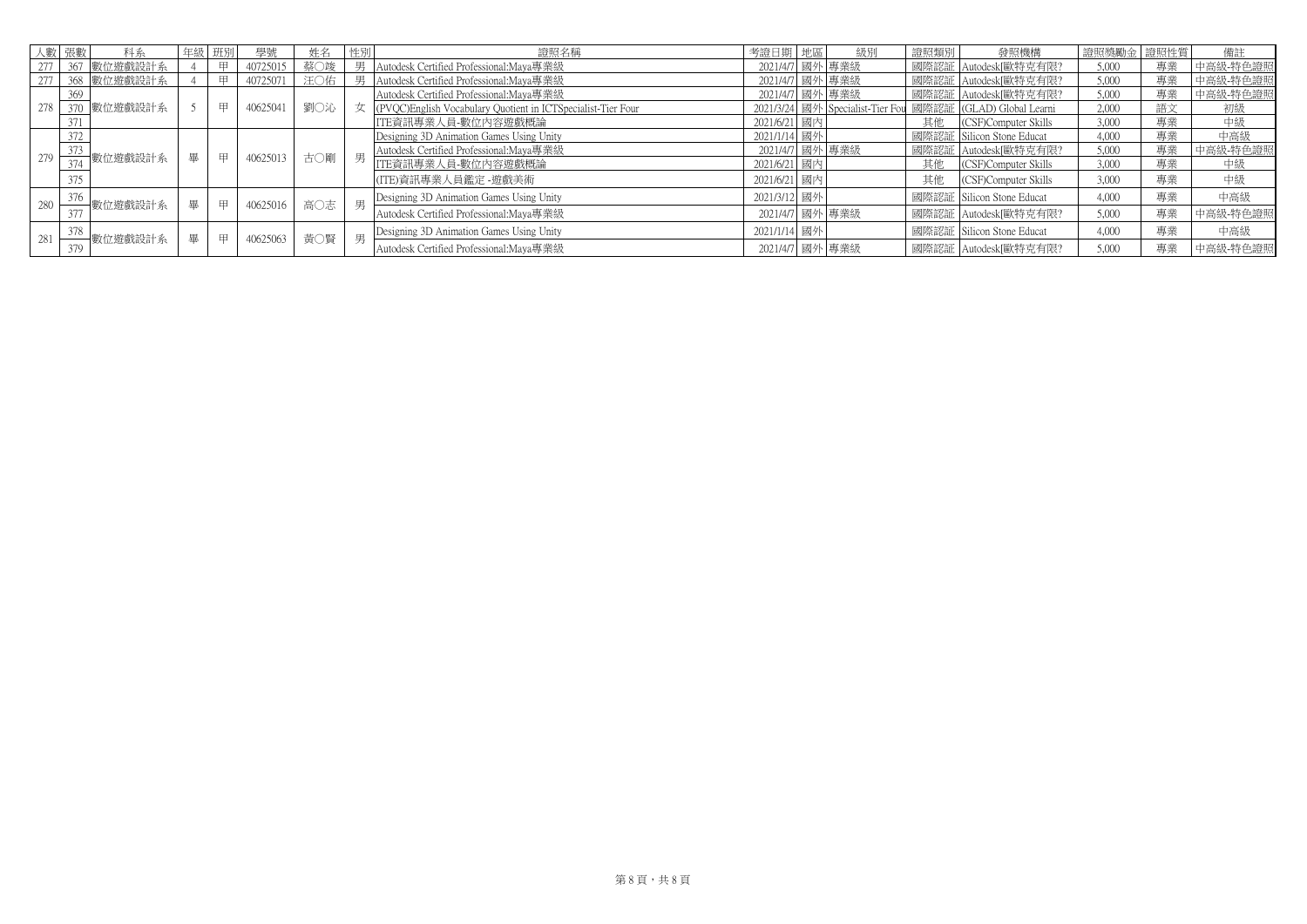| 人數 | 張數 | 科系 | 年級 | 班別 | 學號 | 姓名 | 性別 | 證照名稱 | 考證日期 | 地區 | 級別 | 證照類別 | 發照機構 | 證照獎勵金 | 證照性質 | 備註 |
|---|---|---|---|---|---|---|---|---|---|---|---|---|---|---|---|---|
| 277 | 367 | 數位遊戲設計系 | 4 | 甲 | 40725015 | 蔡○竣 | 男 | Autodesk Certified Professional:Maya專業級 | 2021/4/7 | 國外 | 專業級 | 國際認証 | Autodesk[歐特克有限? | 5,000 | 專業 | 中高級-特色證照 |
| 277 | 368 | 數位遊戲設計系 | 4 | 甲 | 40725071 | 汪○佑 | 男 | Autodesk Certified Professional:Maya專業級 | 2021/4/7 | 國外 | 專業級 | 國際認証 | Autodesk[歐特克有限? | 5,000 | 專業 | 中高級-特色證照 |
| 278 | 369 | 數位遊戲設計系 | 5 | 甲 | 40625041 | 劉○沁 | 女 | Autodesk Certified Professional:Maya專業級 | 2021/4/7 | 國外 | 專業級 | 國際認証 | Autodesk[歐特克有限? | 5,000 | 專業 | 中高級-特色證照 |
| | 370 | | | | | | | (PVQC)English Vocabulary Quotient in ICTSpecialist-Tier Four | 2021/3/24 | 國外 | Specialist-Tier Fou | 國際認証 | (GLAD) Global Learni | 2,000 | 語文 | 初級 |
| | 371 | | | | | | | ITE資訊專業人員-數位內容遊戲概論 | 2021/6/21 | 國內 | | 其他 | (CSF)Computer Skills | 3,000 | 專業 | 中級 |
| 279 | 372 | 數位遊戲設計系 | 畢 | 甲 | 40625013 | 古○剛 | 男 | Designing 3D Animation Games Using Unity | 2021/1/14 | 國外 | | 國際認証 | Silicon Stone Educat | 4,000 | 專業 | 中高級 |
| | 373 | | | | | | | Autodesk Certified Professional:Maya專業級 | 2021/4/7 | 國外 | 專業級 | 國際認証 | Autodesk[歐特克有限? | 5,000 | 專業 | 中高級-特色證照 |
| | 374 | | | | | | | ITE資訊專業人員-數位內容遊戲概論 | 2021/6/21 | 國內 | | 其他 | (CSF)Computer Skills | 3,000 | 專業 | 中級 |
| | 375 | | | | | | | (ITE)資訊專業人員鑑定 -遊戲美術 | 2021/6/21 | 國內 | | 其他 | (CSF)Computer Skills | 3,000 | 專業 | 中級 |
| 280 | 376 | 數位遊戲設計系 | 畢 | 甲 | 40625016 | 高○志 | 男 | Designing 3D Animation Games Using Unity | 2021/3/12 | 國外 | | 國際認証 | Silicon Stone Educat | 4,000 | 專業 | 中高級 |
| | 377 | | | | | | | Autodesk Certified Professional:Maya專業級 | 2021/4/7 | 國外 | 專業級 | 國際認証 | Autodesk[歐特克有限? | 5,000 | 專業 | 中高級-特色證照 |
| 281 | 378 | 數位遊戲設計系 | 畢 | 甲 | 40625063 | 黃○賢 | 男 | Designing 3D Animation Games Using Unity | 2021/1/14 | 國外 | | 國際認証 | Silicon Stone Educat | 4,000 | 專業 | 中高級 |
| | 379 | | | | | | | Autodesk Certified Professional:Maya專業級 | 2021/4/7 | 國外 | 專業級 | 國際認証 | Autodesk[歐特克有限? | 5,000 | 專業 | 中高級-特色證照 |